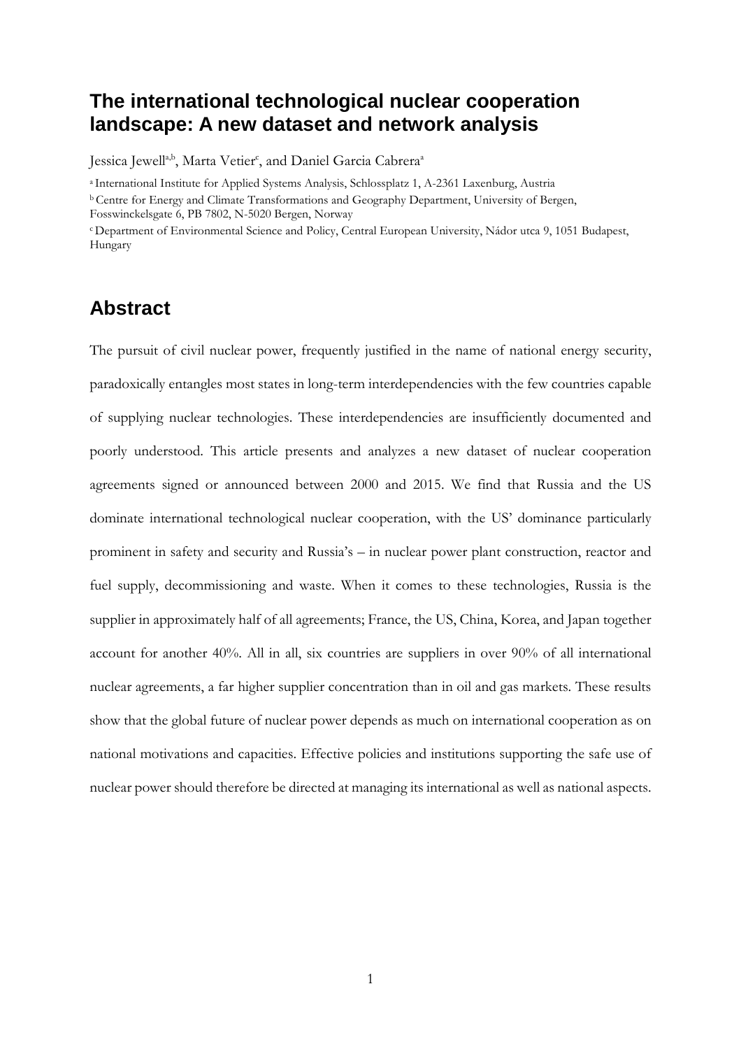# The international technological nuclear cooperation landscape: A new dataset and network analysis

Jessica Jewell[a,b], Marta Vetier[c], and Daniel Garcia Cabrera[a]

[a] International Institute for Applied Systems Analysis, Schlossplatz 1, A-2361 Laxenburg, Austria

[b] Centre for Energy and Climate Transformations and Geography Department, University of Bergen, Fosswinckelsgate 6, PB 7802, N-5020 Bergen, Norway

[c] Department of Environmental Science and Policy, Central European University, Nádor utca 9, 1051 Budapest, Hungary

## Abstract

The pursuit of civil nuclear power, frequently justified in the name of national energy security, paradoxically entangles most states in long-term interdependencies with the few countries capable of supplying nuclear technologies. These interdependencies are insufficiently documented and poorly understood. This article presents and analyzes a new dataset of nuclear cooperation agreements signed or announced between 2000 and 2015. We find that Russia and the US dominate international technological nuclear cooperation, with the US' dominance particularly prominent in safety and security and Russia's – in nuclear power plant construction, reactor and fuel supply, decommissioning and waste. When it comes to these technologies, Russia is the supplier in approximately half of all agreements; France, the US, China, Korea, and Japan together account for another 40%. All in all, six countries are suppliers in over 90% of all international nuclear agreements, a far higher supplier concentration than in oil and gas markets. These results show that the global future of nuclear power depends as much on international cooperation as on national motivations and capacities. Effective policies and institutions supporting the safe use of nuclear power should therefore be directed at managing its international as well as national aspects.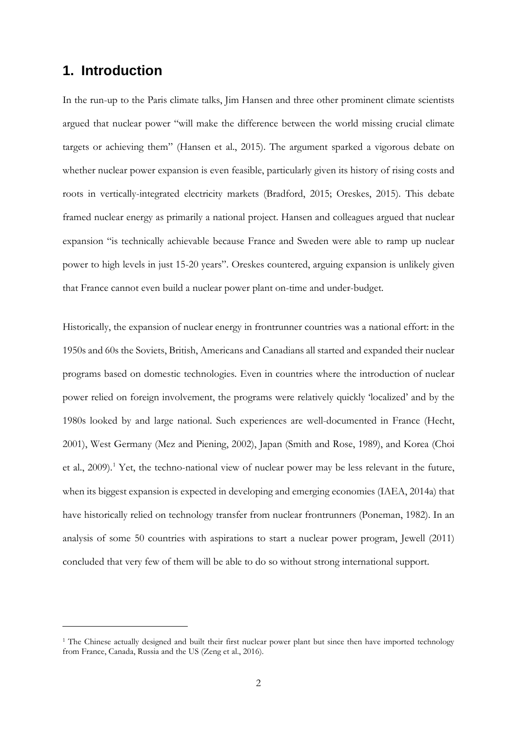# 1. Introduction

In the run-up to the Paris climate talks, Jim Hansen and three other prominent climate scientists argued that nuclear power "will make the difference between the world missing crucial climate targets or achieving them" (Hansen et al., 2015). The argument sparked a vigorous debate on whether nuclear power expansion is even feasible, particularly given its history of rising costs and roots in vertically-integrated electricity markets (Bradford, 2015; Oreskes, 2015). This debate framed nuclear energy as primarily a national project. Hansen and colleagues argued that nuclear expansion "is technically achievable because France and Sweden were able to ramp up nuclear power to high levels in just 15-20 years". Oreskes countered, arguing expansion is unlikely given that France cannot even build a nuclear power plant on-time and under-budget.

Historically, the expansion of nuclear energy in frontrunner countries was a national effort: in the 1950s and 60s the Soviets, British, Americans and Canadians all started and expanded their nuclear programs based on domestic technologies. Even in countries where the introduction of nuclear power relied on foreign involvement, the programs were relatively quickly 'localized' and by the 1980s looked by and large national. Such experiences are well-documented in France (Hecht, 2001), West Germany (Mez and Piening, 2002), Japan (Smith and Rose, 1989), and Korea (Choi et al., 2009).[1] Yet, the techno-national view of nuclear power may be less relevant in the future, when its biggest expansion is expected in developing and emerging economies (IAEA, 2014a) that have historically relied on technology transfer from nuclear frontrunners (Poneman, 1982). In an analysis of some 50 countries with aspirations to start a nuclear power program, Jewell (2011) concluded that very few of them will be able to do so without strong international support.

[1] The Chinese actually designed and built their first nuclear power plant but since then have imported technology from France, Canada, Russia and the US (Zeng et al., 2016).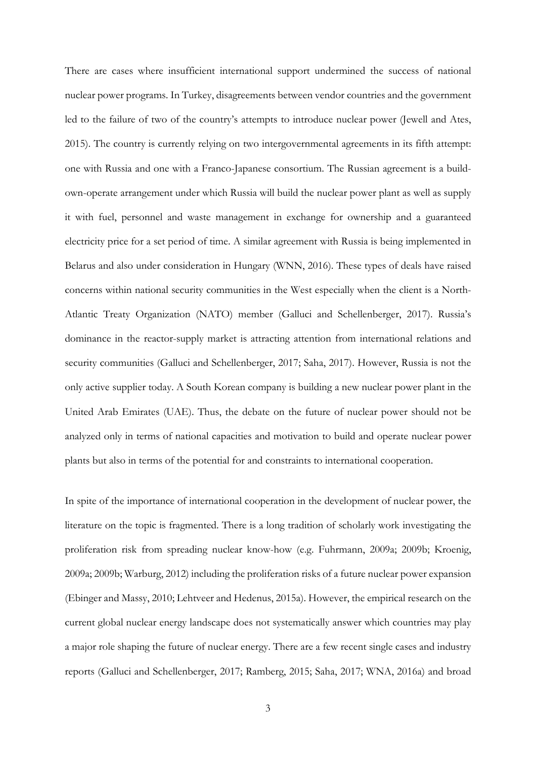There are cases where insufficient international support undermined the success of national nuclear power programs. In Turkey, disagreements between vendor countries and the government led to the failure of two of the country's attempts to introduce nuclear power (Jewell and Ates, 2015). The country is currently relying on two intergovernmental agreements in its fifth attempt: one with Russia and one with a Franco-Japanese consortium. The Russian agreement is a build-own-operate arrangement under which Russia will build the nuclear power plant as well as supply it with fuel, personnel and waste management in exchange for ownership and a guaranteed electricity price for a set period of time. A similar agreement with Russia is being implemented in Belarus and also under consideration in Hungary (WNN, 2016). These types of deals have raised concerns within national security communities in the West especially when the client is a North-Atlantic Treaty Organization (NATO) member (Galluci and Schellenberger, 2017). Russia's dominance in the reactor-supply market is attracting attention from international relations and security communities (Galluci and Schellenberger, 2017; Saha, 2017). However, Russia is not the only active supplier today. A South Korean company is building a new nuclear power plant in the United Arab Emirates (UAE). Thus, the debate on the future of nuclear power should not be analyzed only in terms of national capacities and motivation to build and operate nuclear power plants but also in terms of the potential for and constraints to international cooperation.

In spite of the importance of international cooperation in the development of nuclear power, the literature on the topic is fragmented. There is a long tradition of scholarly work investigating the proliferation risk from spreading nuclear know-how (e.g. Fuhrmann, 2009a; 2009b; Kroenig, 2009a; 2009b; Warburg, 2012) including the proliferation risks of a future nuclear power expansion (Ebinger and Massy, 2010; Lehtveer and Hedenus, 2015a). However, the empirical research on the current global nuclear energy landscape does not systematically answer which countries may play a major role shaping the future of nuclear energy. There are a few recent single cases and industry reports (Galluci and Schellenberger, 2017; Ramberg, 2015; Saha, 2017; WNA, 2016a) and broad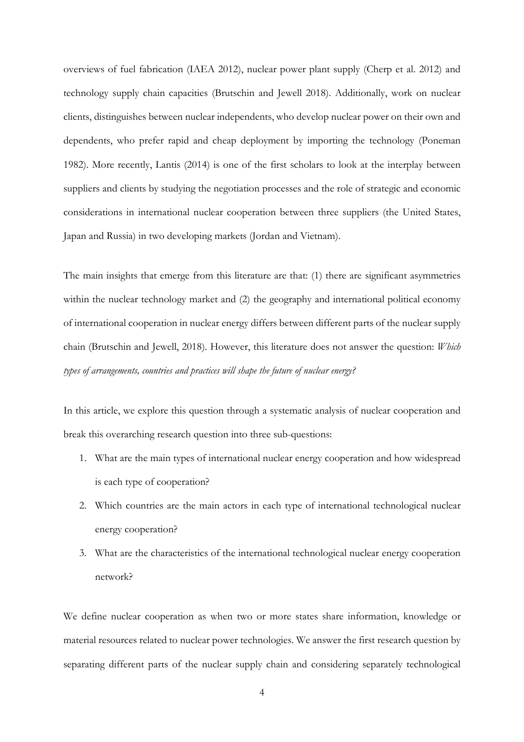overviews of fuel fabrication (IAEA 2012), nuclear power plant supply (Cherp et al. 2012) and technology supply chain capacities (Brutschin and Jewell 2018). Additionally, work on nuclear clients, distinguishes between nuclear independents, who develop nuclear power on their own and dependents, who prefer rapid and cheap deployment by importing the technology (Poneman 1982). More recently, Lantis (2014) is one of the first scholars to look at the interplay between suppliers and clients by studying the negotiation processes and the role of strategic and economic considerations in international nuclear cooperation between three suppliers (the United States, Japan and Russia) in two developing markets (Jordan and Vietnam).

The main insights that emerge from this literature are that: (1) there are significant asymmetries within the nuclear technology market and (2) the geography and international political economy of international cooperation in nuclear energy differs between different parts of the nuclear supply chain (Brutschin and Jewell, 2018). However, this literature does not answer the question: *Which types of arrangements, countries and practices will shape the future of nuclear energy?*

In this article, we explore this question through a systematic analysis of nuclear cooperation and break this overarching research question into three sub-questions:

1. What are the main types of international nuclear energy cooperation and how widespread is each type of cooperation?
2. Which countries are the main actors in each type of international technological nuclear energy cooperation?
3. What are the characteristics of the international technological nuclear energy cooperation network?

We define nuclear cooperation as when two or more states share information, knowledge or material resources related to nuclear power technologies. We answer the first research question by separating different parts of the nuclear supply chain and considering separately technological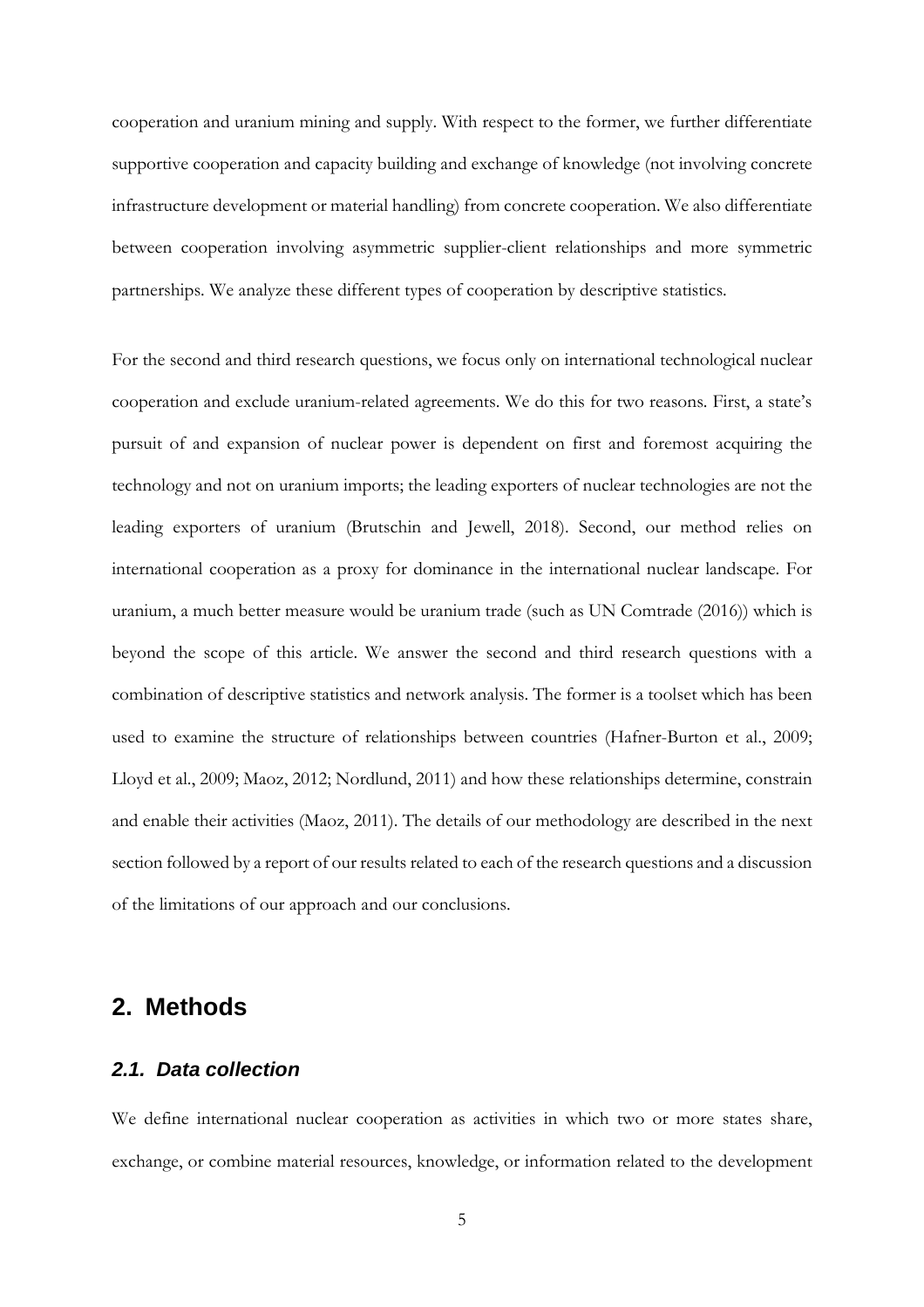cooperation and uranium mining and supply. With respect to the former, we further differentiate supportive cooperation and capacity building and exchange of knowledge (not involving concrete infrastructure development or material handling) from concrete cooperation. We also differentiate between cooperation involving asymmetric supplier-client relationships and more symmetric partnerships. We analyze these different types of cooperation by descriptive statistics.

For the second and third research questions, we focus only on international technological nuclear cooperation and exclude uranium-related agreements. We do this for two reasons. First, a state's pursuit of and expansion of nuclear power is dependent on first and foremost acquiring the technology and not on uranium imports; the leading exporters of nuclear technologies are not the leading exporters of uranium (Brutschin and Jewell, 2018). Second, our method relies on international cooperation as a proxy for dominance in the international nuclear landscape. For uranium, a much better measure would be uranium trade (such as UN Comtrade (2016)) which is beyond the scope of this article. We answer the second and third research questions with a combination of descriptive statistics and network analysis. The former is a toolset which has been used to examine the structure of relationships between countries (Hafner-Burton et al., 2009; Lloyd et al., 2009; Maoz, 2012; Nordlund, 2011) and how these relationships determine, constrain and enable their activities (Maoz, 2011). The details of our methodology are described in the next section followed by a report of our results related to each of the research questions and a discussion of the limitations of our approach and our conclusions.

## 2. Methods

### *2.1. Data collection*

We define international nuclear cooperation as activities in which two or more states share, exchange, or combine material resources, knowledge, or information related to the development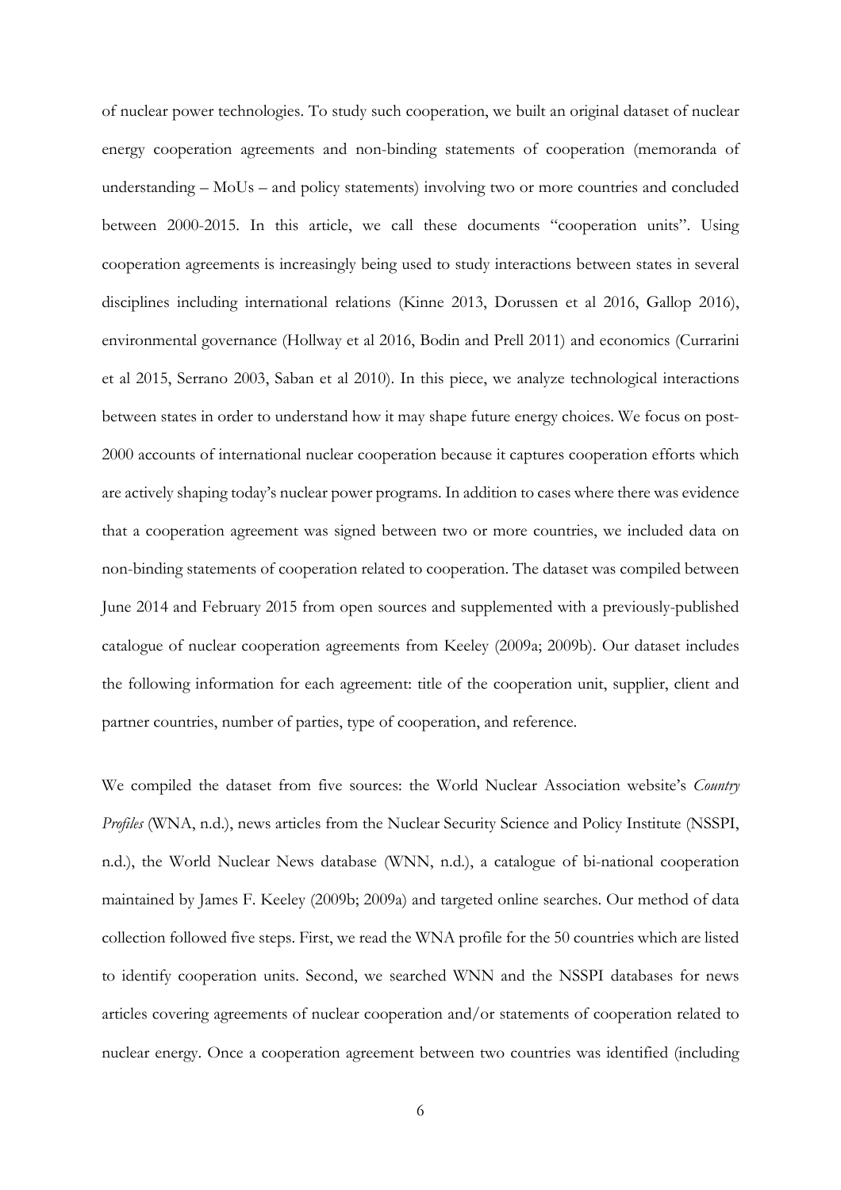of nuclear power technologies. To study such cooperation, we built an original dataset of nuclear energy cooperation agreements and non-binding statements of cooperation (memoranda of understanding – MoUs – and policy statements) involving two or more countries and concluded between 2000-2015. In this article, we call these documents "cooperation units". Using cooperation agreements is increasingly being used to study interactions between states in several disciplines including international relations (Kinne 2013, Dorussen et al 2016, Gallop 2016), environmental governance (Hollway et al 2016, Bodin and Prell 2011) and economics (Currarini et al 2015, Serrano 2003, Saban et al 2010). In this piece, we analyze technological interactions between states in order to understand how it may shape future energy choices. We focus on post-2000 accounts of international nuclear cooperation because it captures cooperation efforts which are actively shaping today's nuclear power programs. In addition to cases where there was evidence that a cooperation agreement was signed between two or more countries, we included data on non-binding statements of cooperation related to cooperation. The dataset was compiled between June 2014 and February 2015 from open sources and supplemented with a previously-published catalogue of nuclear cooperation agreements from Keeley (2009a; 2009b). Our dataset includes the following information for each agreement: title of the cooperation unit, supplier, client and partner countries, number of parties, type of cooperation, and reference.

We compiled the dataset from five sources: the World Nuclear Association website's *Country Profiles* (WNA, n.d.), news articles from the Nuclear Security Science and Policy Institute (NSSPI, n.d.), the World Nuclear News database (WNN, n.d.), a catalogue of bi-national cooperation maintained by James F. Keeley (2009b; 2009a) and targeted online searches. Our method of data collection followed five steps. First, we read the WNA profile for the 50 countries which are listed to identify cooperation units. Second, we searched WNN and the NSSPI databases for news articles covering agreements of nuclear cooperation and/or statements of cooperation related to nuclear energy. Once a cooperation agreement between two countries was identified (including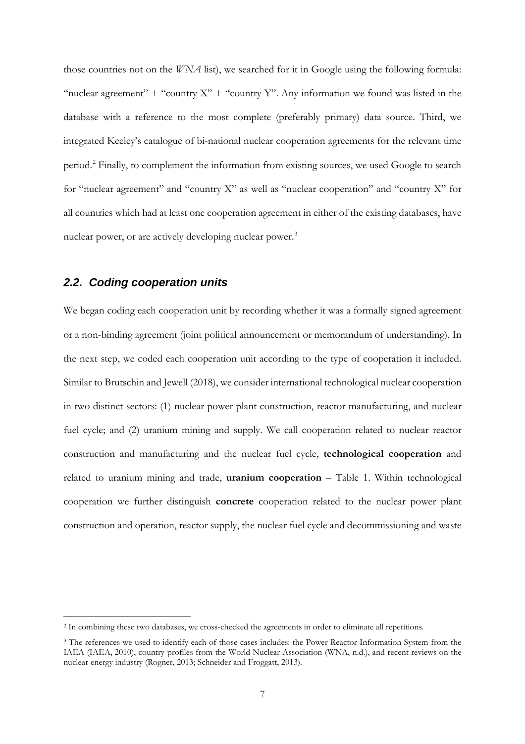those countries not on the *WNA* list), we searched for it in Google using the following formula: "nuclear agreement" + "country X" + "country Y". Any information we found was listed in the database with a reference to the most complete (preferably primary) data source. Third, we integrated Keeley's catalogue of bi-national nuclear cooperation agreements for the relevant time period.[2] Finally, to complement the information from existing sources, we used Google to search for "nuclear agreement" and "country X" as well as "nuclear cooperation" and "country X" for all countries which had at least one cooperation agreement in either of the existing databases, have nuclear power, or are actively developing nuclear power.[3]

## *2.2. Coding cooperation units*

We began coding each cooperation unit by recording whether it was a formally signed agreement or a non-binding agreement (joint political announcement or memorandum of understanding). In the next step, we coded each cooperation unit according to the type of cooperation it included. Similar to Brutschin and Jewell (2018), we consider international technological nuclear cooperation in two distinct sectors: (1) nuclear power plant construction, reactor manufacturing, and nuclear fuel cycle; and (2) uranium mining and supply. We call cooperation related to nuclear reactor construction and manufacturing and the nuclear fuel cycle, **technological cooperation** and related to uranium mining and trade, **uranium cooperation** – Table 1. Within technological cooperation we further distinguish **concrete** cooperation related to the nuclear power plant construction and operation, reactor supply, the nuclear fuel cycle and decommissioning and waste

---

[2] In combining these two databases, we cross-checked the agreements in order to eliminate all repetitions.

[3] The references we used to identify each of those cases includes: the Power Reactor Information System from the IAEA (IAEA, 2010), country profiles from the World Nuclear Association (WNA, n.d.), and recent reviews on the nuclear energy industry (Rogner, 2013; Schneider and Froggatt, 2013).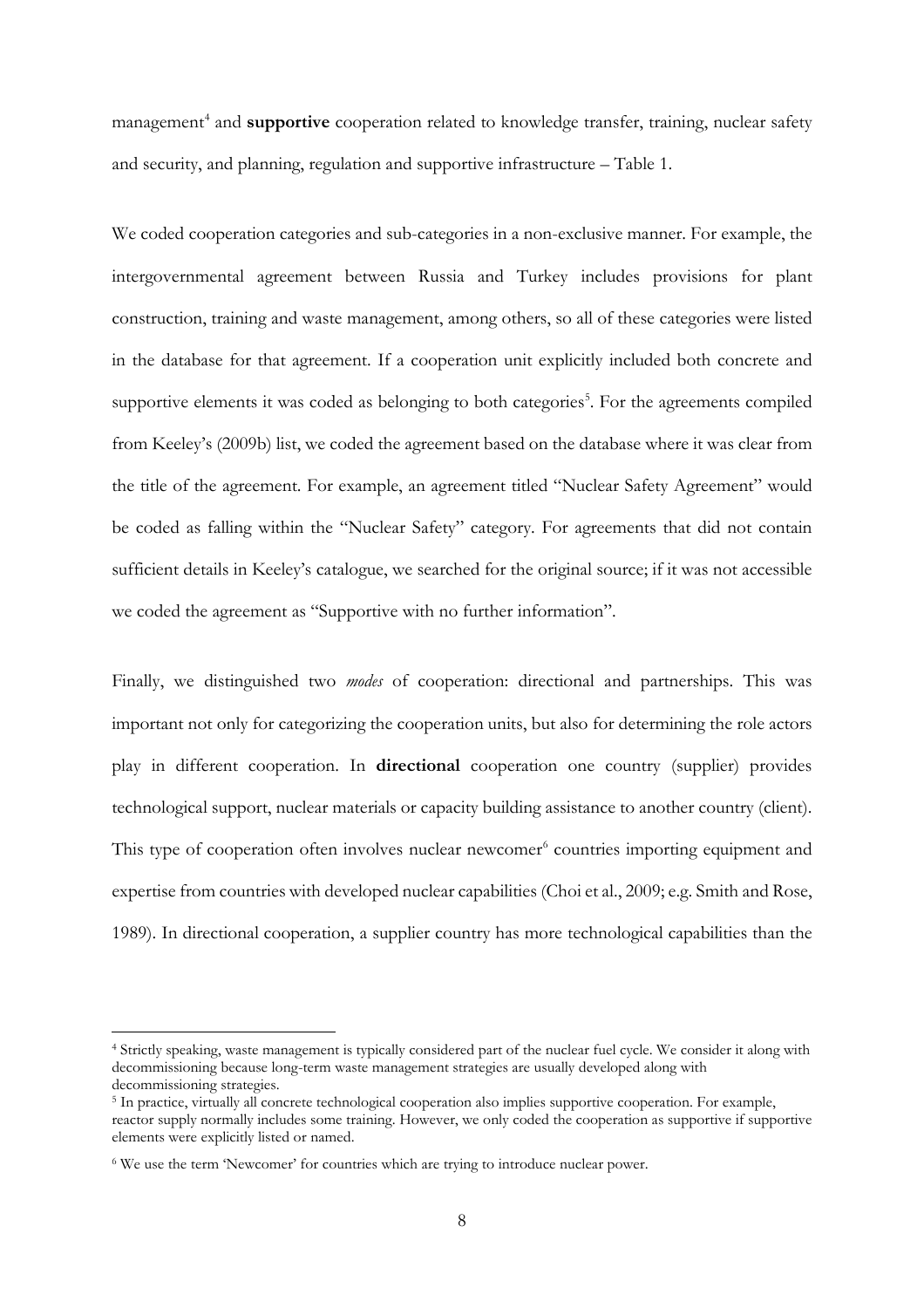management[4] and **supportive** cooperation related to knowledge transfer, training, nuclear safety and security, and planning, regulation and supportive infrastructure – Table 1.

We coded cooperation categories and sub-categories in a non-exclusive manner. For example, the intergovernmental agreement between Russia and Turkey includes provisions for plant construction, training and waste management, among others, so all of these categories were listed in the database for that agreement. If a cooperation unit explicitly included both concrete and supportive elements it was coded as belonging to both categories[5]. For the agreements compiled from Keeley's (2009b) list, we coded the agreement based on the database where it was clear from the title of the agreement. For example, an agreement titled "Nuclear Safety Agreement" would be coded as falling within the "Nuclear Safety" category. For agreements that did not contain sufficient details in Keeley's catalogue, we searched for the original source; if it was not accessible we coded the agreement as "Supportive with no further information".

Finally, we distinguished two *modes* of cooperation: directional and partnerships. This was important not only for categorizing the cooperation units, but also for determining the role actors play in different cooperation. In **directional** cooperation one country (supplier) provides technological support, nuclear materials or capacity building assistance to another country (client). This type of cooperation often involves nuclear newcomer[6] countries importing equipment and expertise from countries with developed nuclear capabilities (Choi et al., 2009; e.g. Smith and Rose, 1989). In directional cooperation, a supplier country has more technological capabilities than the

---

[4] Strictly speaking, waste management is typically considered part of the nuclear fuel cycle. We consider it along with decommissioning because long-term waste management strategies are usually developed along with decommissioning strategies.

[5] In practice, virtually all concrete technological cooperation also implies supportive cooperation. For example, reactor supply normally includes some training. However, we only coded the cooperation as supportive if supportive elements were explicitly listed or named.

[6] We use the term 'Newcomer' for countries which are trying to introduce nuclear power.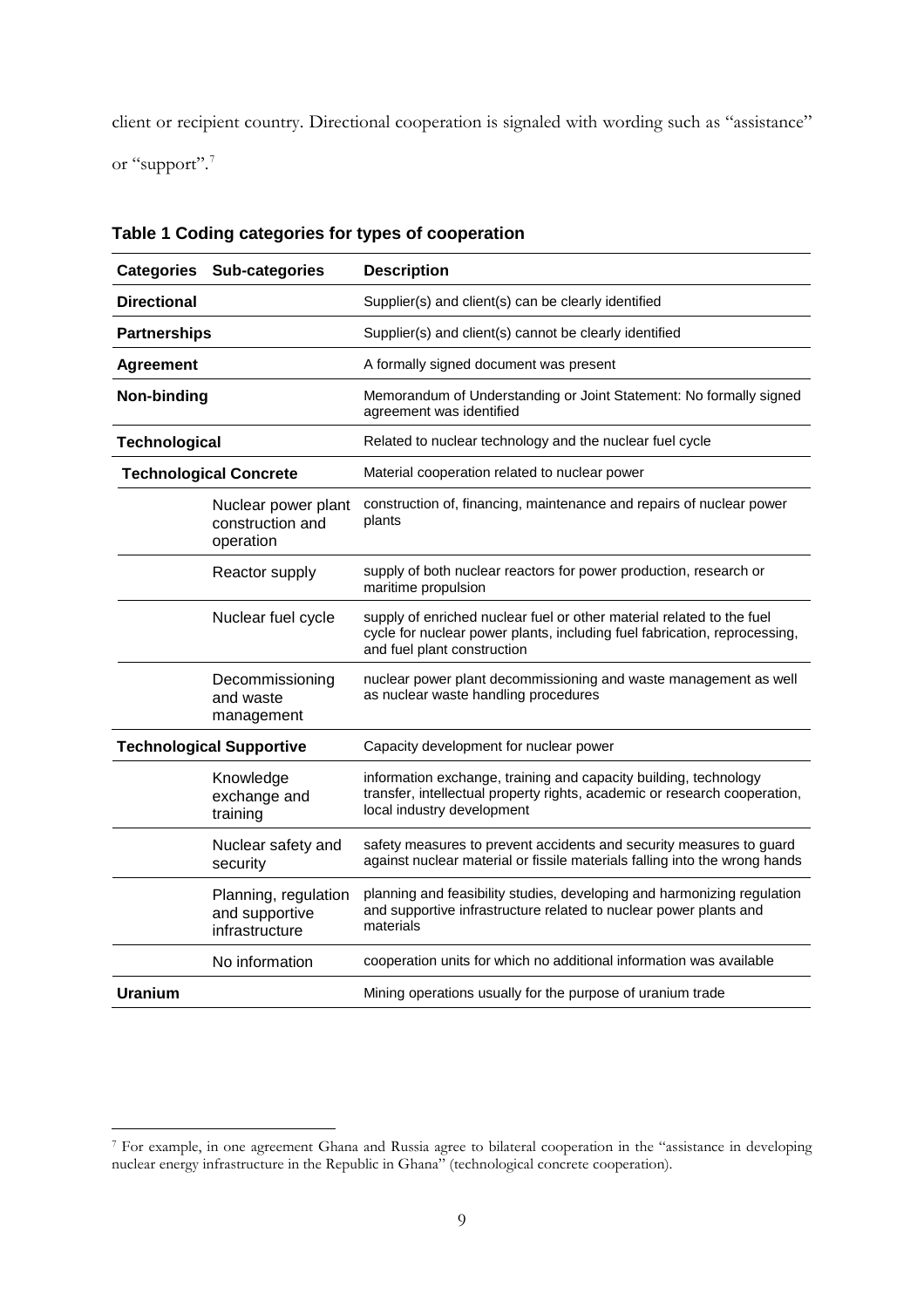client or recipient country. Directional cooperation is signaled with wording such as "assistance" or "support".[7]

**Table 1 Coding categories for types of cooperation**

| Categories | Sub-categories | Description |
|---|---|---|
| **Directional** | | Supplier(s) and client(s) can be clearly identified |
| **Partnerships** | | Supplier(s) and client(s) cannot be clearly identified |
| **Agreement** | | A formally signed document was present |
| **Non-binding** | | Memorandum of Understanding or Joint Statement: No formally signed agreement was identified |
| **Technological** | | Related to nuclear technology and the nuclear fuel cycle |
| **Technological Concrete** | | Material cooperation related to nuclear power |
| | Nuclear power plant construction and operation | construction of, financing, maintenance and repairs of nuclear power plants |
| | Reactor supply | supply of both nuclear reactors for power production, research or maritime propulsion |
| | Nuclear fuel cycle | supply of enriched nuclear fuel or other material related to the fuel cycle for nuclear power plants, including fuel fabrication, reprocessing, and fuel plant construction |
| | Decommissioning and waste management | nuclear power plant decommissioning and waste management as well as nuclear waste handling procedures |
| **Technological Supportive** | | Capacity development for nuclear power |
| | Knowledge exchange and training | information exchange, training and capacity building, technology transfer, intellectual property rights, academic or research cooperation, local industry development |
| | Nuclear safety and security | safety measures to prevent accidents and security measures to guard against nuclear material or fissile materials falling into the wrong hands |
| | Planning, regulation and supportive infrastructure | planning and feasibility studies, developing and harmonizing regulation and supportive infrastructure related to nuclear power plants and materials |
| | No information | cooperation units for which no additional information was available |
| **Uranium** | | Mining operations usually for the purpose of uranium trade |

[7] For example, in one agreement Ghana and Russia agree to bilateral cooperation in the "assistance in developing nuclear energy infrastructure in the Republic in Ghana" (technological concrete cooperation).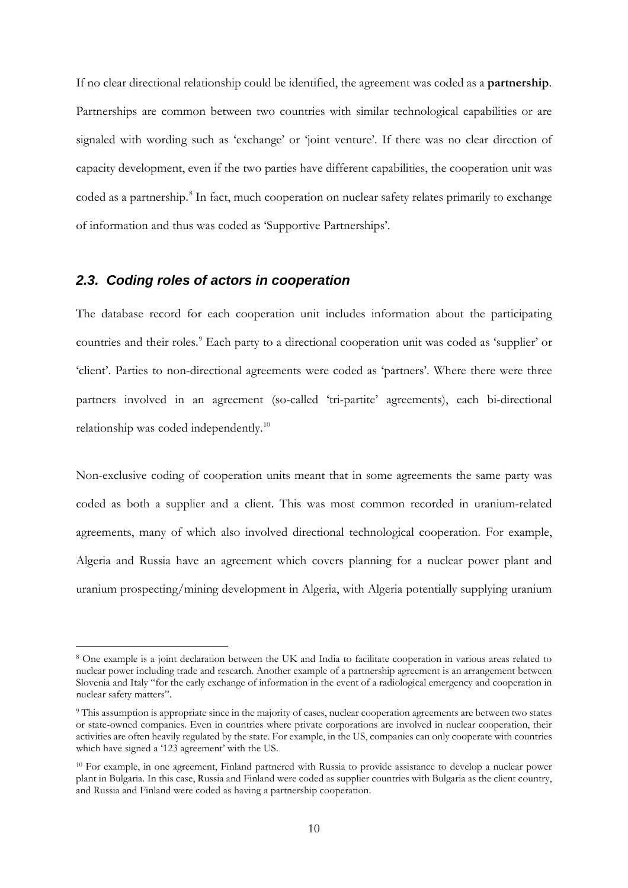If no clear directional relationship could be identified, the agreement was coded as a **partnership**. Partnerships are common between two countries with similar technological capabilities or are signaled with wording such as 'exchange' or 'joint venture'. If there was no clear direction of capacity development, even if the two parties have different capabilities, the cooperation unit was coded as a partnership.[8] In fact, much cooperation on nuclear safety relates primarily to exchange of information and thus was coded as 'Supportive Partnerships'.

### *2.3. Coding roles of actors in cooperation*

The database record for each cooperation unit includes information about the participating countries and their roles.[9] Each party to a directional cooperation unit was coded as 'supplier' or 'client'. Parties to non-directional agreements were coded as 'partners'. Where there were three partners involved in an agreement (so-called 'tri-partite' agreements), each bi-directional relationship was coded independently.[10]

Non-exclusive coding of cooperation units meant that in some agreements the same party was coded as both a supplier and a client. This was most common recorded in uranium-related agreements, many of which also involved directional technological cooperation. For example, Algeria and Russia have an agreement which covers planning for a nuclear power plant and uranium prospecting/mining development in Algeria, with Algeria potentially supplying uranium

---

[8] One example is a joint declaration between the UK and India to facilitate cooperation in various areas related to nuclear power including trade and research. Another example of a partnership agreement is an arrangement between Slovenia and Italy "for the early exchange of information in the event of a radiological emergency and cooperation in nuclear safety matters".

[9] This assumption is appropriate since in the majority of cases, nuclear cooperation agreements are between two states or state-owned companies. Even in countries where private corporations are involved in nuclear cooperation, their activities are often heavily regulated by the state. For example, in the US, companies can only cooperate with countries which have signed a '123 agreement' with the US.

[10] For example, in one agreement, Finland partnered with Russia to provide assistance to develop a nuclear power plant in Bulgaria. In this case, Russia and Finland were coded as supplier countries with Bulgaria as the client country, and Russia and Finland were coded as having a partnership cooperation.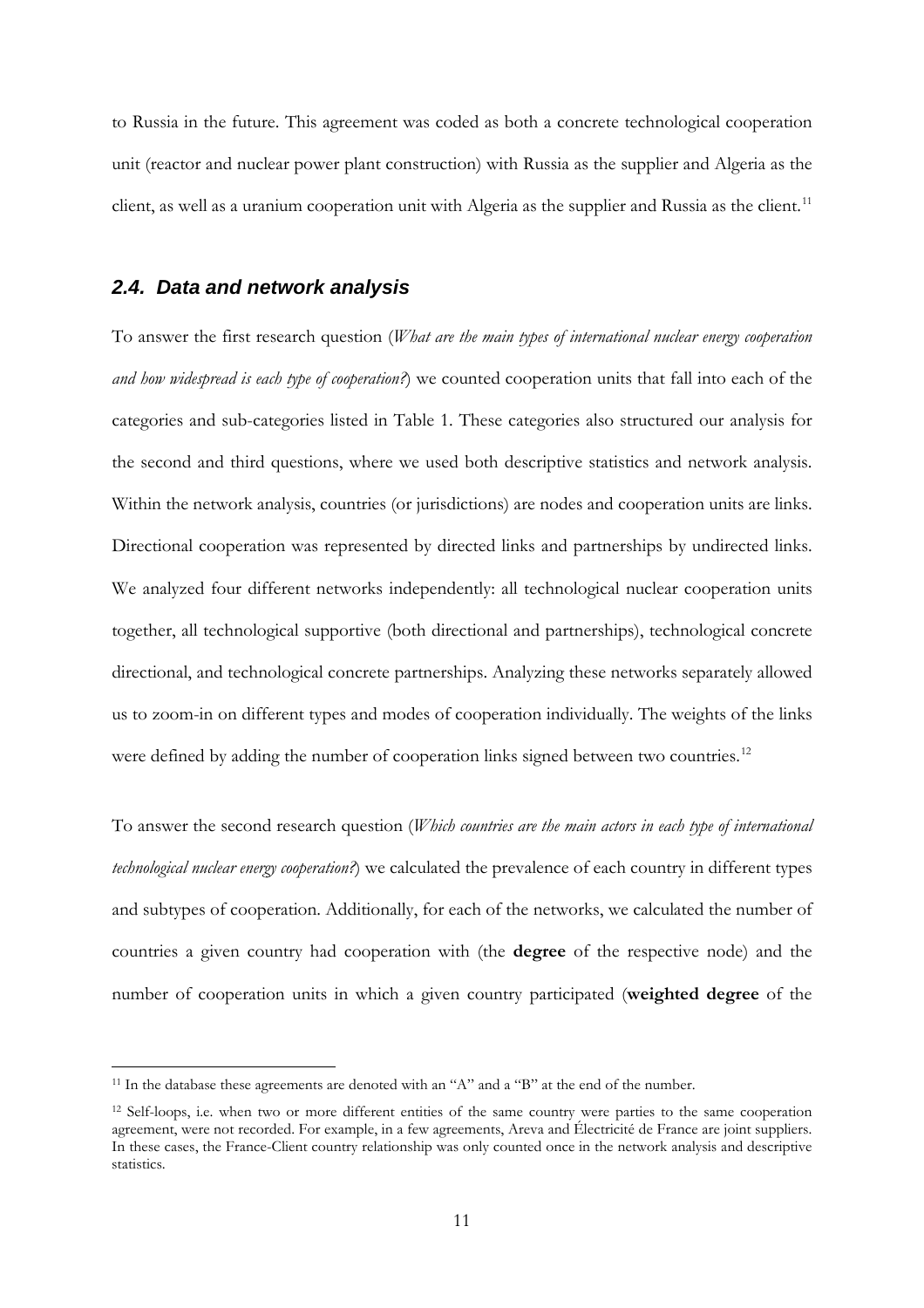to Russia in the future. This agreement was coded as both a concrete technological cooperation unit (reactor and nuclear power plant construction) with Russia as the supplier and Algeria as the client, as well as a uranium cooperation unit with Algeria as the supplier and Russia as the client.[11]

### *2.4. Data and network analysis*

To answer the first research question (*What are the main types of international nuclear energy cooperation and how widespread is each type of cooperation?*) we counted cooperation units that fall into each of the categories and sub-categories listed in Table 1. These categories also structured our analysis for the second and third questions, where we used both descriptive statistics and network analysis. Within the network analysis, countries (or jurisdictions) are nodes and cooperation units are links. Directional cooperation was represented by directed links and partnerships by undirected links. We analyzed four different networks independently: all technological nuclear cooperation units together, all technological supportive (both directional and partnerships), technological concrete directional, and technological concrete partnerships. Analyzing these networks separately allowed us to zoom-in on different types and modes of cooperation individually. The weights of the links were defined by adding the number of cooperation links signed between two countries.[12]

To answer the second research question (*Which countries are the main actors in each type of international technological nuclear energy cooperation?*) we calculated the prevalence of each country in different types and subtypes of cooperation. Additionally, for each of the networks, we calculated the number of countries a given country had cooperation with (the **degree** of the respective node) and the number of cooperation units in which a given country participated (**weighted degree** of the

---

[11] In the database these agreements are denoted with an "A" and a "B" at the end of the number.

[12] Self-loops, i.e. when two or more different entities of the same country were parties to the same cooperation agreement, were not recorded. For example, in a few agreements, Areva and Électricité de France are joint suppliers. In these cases, the France-Client country relationship was only counted once in the network analysis and descriptive statistics.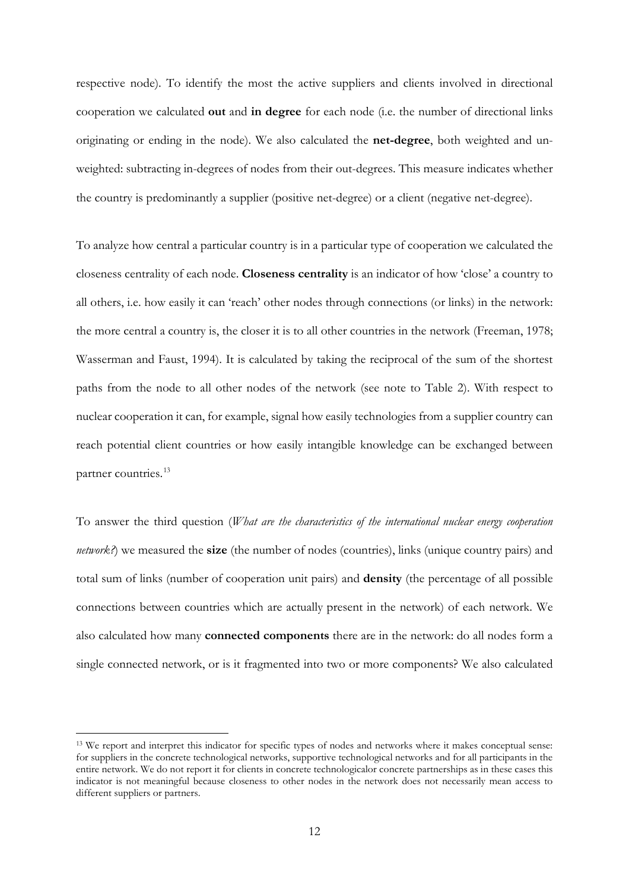respective node). To identify the most the active suppliers and clients involved in directional cooperation we calculated **out** and **in degree** for each node (i.e. the number of directional links originating or ending in the node). We also calculated the **net-degree**, both weighted and un-weighted: subtracting in-degrees of nodes from their out-degrees. This measure indicates whether the country is predominantly a supplier (positive net-degree) or a client (negative net-degree).

To analyze how central a particular country is in a particular type of cooperation we calculated the closeness centrality of each node. **Closeness centrality** is an indicator of how 'close' a country to all others, i.e. how easily it can 'reach' other nodes through connections (or links) in the network: the more central a country is, the closer it is to all other countries in the network (Freeman, 1978; Wasserman and Faust, 1994). It is calculated by taking the reciprocal of the sum of the shortest paths from the node to all other nodes of the network (see note to Table 2). With respect to nuclear cooperation it can, for example, signal how easily technologies from a supplier country can reach potential client countries or how easily intangible knowledge can be exchanged between partner countries.[13]

To answer the third question (*What are the characteristics of the international nuclear energy cooperation network?*) we measured the **size** (the number of nodes (countries), links (unique country pairs) and total sum of links (number of cooperation unit pairs) and **density** (the percentage of all possible connections between countries which are actually present in the network) of each network. We also calculated how many **connected components** there are in the network: do all nodes form a single connected network, or is it fragmented into two or more components? We also calculated

[13] We report and interpret this indicator for specific types of nodes and networks where it makes conceptual sense: for suppliers in the concrete technological networks, supportive technological networks and for all participants in the entire network. We do not report it for clients in concrete technologicalor concrete partnerships as in these cases this indicator is not meaningful because closeness to other nodes in the network does not necessarily mean access to different suppliers or partners.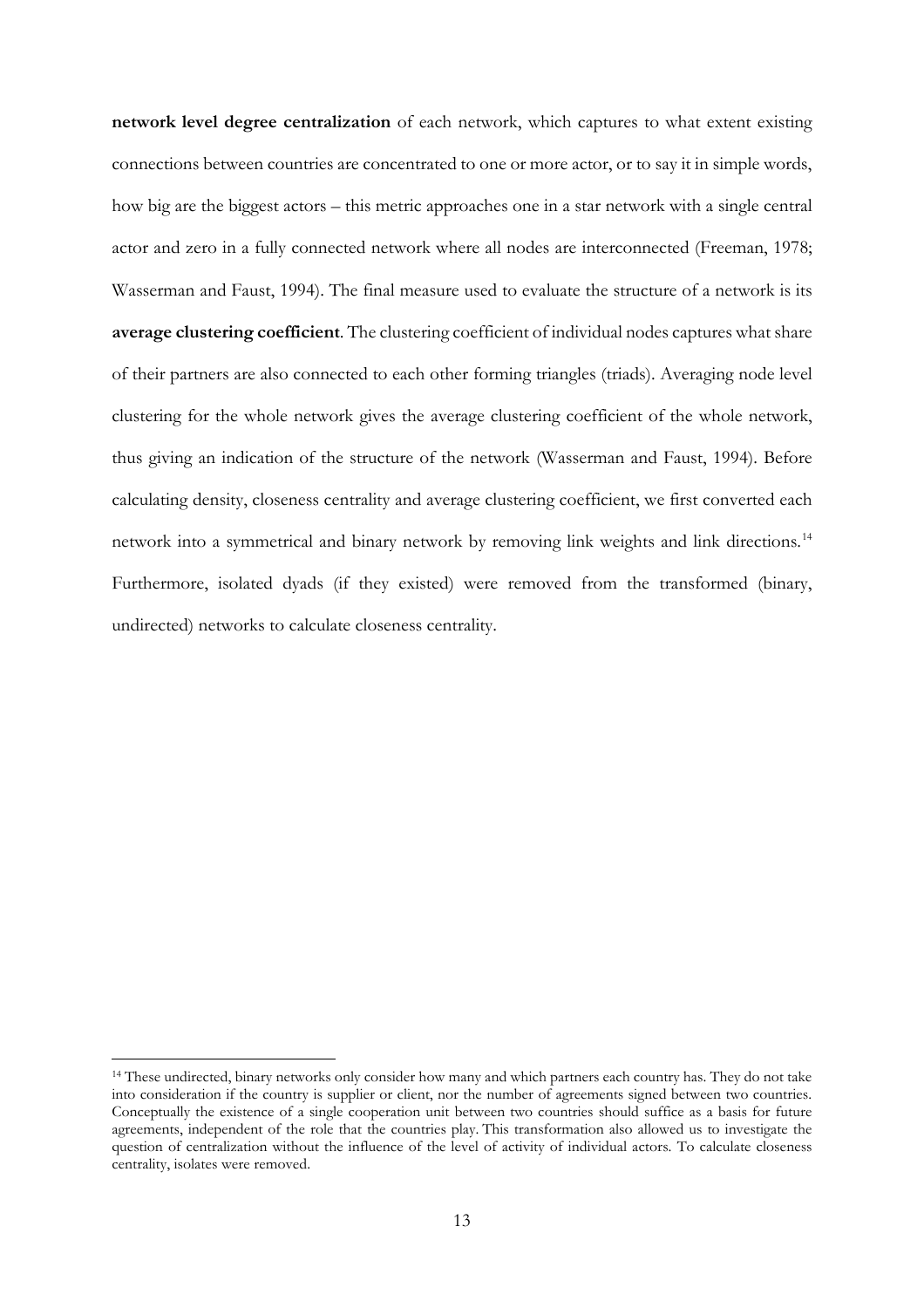**network level degree centralization** of each network, which captures to what extent existing connections between countries are concentrated to one or more actor, or to say it in simple words, how big are the biggest actors – this metric approaches one in a star network with a single central actor and zero in a fully connected network where all nodes are interconnected (Freeman, 1978; Wasserman and Faust, 1994). The final measure used to evaluate the structure of a network is its **average clustering coefficient**. The clustering coefficient of individual nodes captures what share of their partners are also connected to each other forming triangles (triads). Averaging node level clustering for the whole network gives the average clustering coefficient of the whole network, thus giving an indication of the structure of the network (Wasserman and Faust, 1994). Before calculating density, closeness centrality and average clustering coefficient, we first converted each network into a symmetrical and binary network by removing link weights and link directions.[14] Furthermore, isolated dyads (if they existed) were removed from the transformed (binary, undirected) networks to calculate closeness centrality.

---

[14] These undirected, binary networks only consider how many and which partners each country has. They do not take into consideration if the country is supplier or client, nor the number of agreements signed between two countries. Conceptually the existence of a single cooperation unit between two countries should suffice as a basis for future agreements, independent of the role that the countries play. This transformation also allowed us to investigate the question of centralization without the influence of the level of activity of individual actors. To calculate closeness centrality, isolates were removed.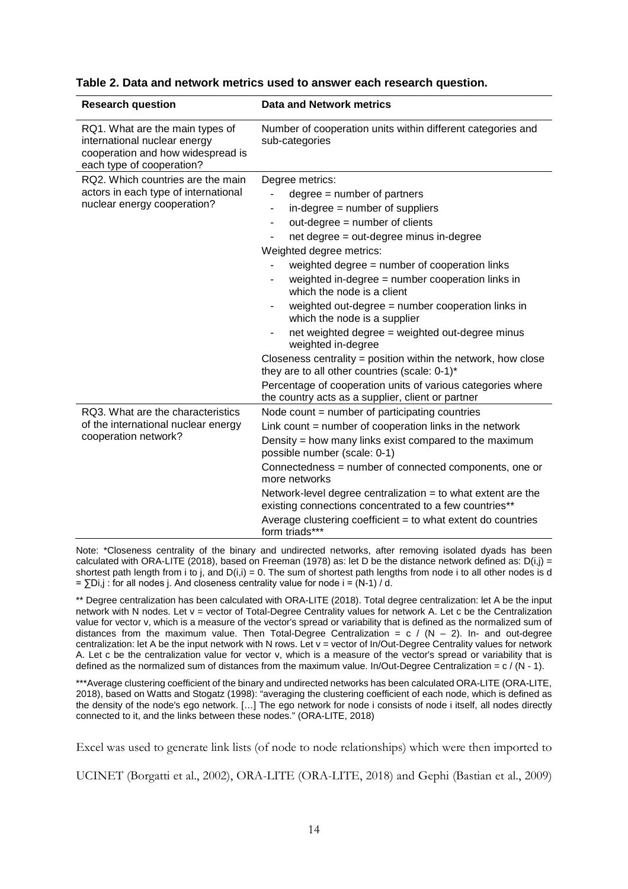**Table 2. Data and network metrics used to answer each research question.**

| Research question | Data and Network metrics |
|---|---|
| RQ1. What are the main types of international nuclear energy cooperation and how widespread is each type of cooperation? | Number of cooperation units within different categories and sub-categories |
| RQ2. Which countries are the main actors in each type of international nuclear energy cooperation? | Degree metrics:<br>- degree = number of partners<br>- in-degree = number of suppliers<br>- out-degree = number of clients<br>- net degree = out-degree minus in-degree<br>Weighted degree metrics:<br>- weighted degree = number of cooperation links<br>- weighted in-degree = number cooperation links in which the node is a client<br>- weighted out-degree = number cooperation links in which the node is a supplier<br>- net weighted degree = weighted out-degree minus weighted in-degree<br>Closeness centrality = position within the network, how close they are to all other countries (scale: 0-1)*<br>Percentage of cooperation units of various categories where the country acts as a supplier, client or partner |
| RQ3. What are the characteristics of the international nuclear energy cooperation network? | Node count = number of participating countries<br>Link count = number of cooperation links in the network<br>Density = how many links exist compared to the maximum possible number (scale: 0-1)<br>Connectedness = number of connected components, one or more networks<br>Network-level degree centralization = to what extent are the existing connections concentrated to a few countries**<br>Average clustering coefficient = to what extent do countries form triads*** |

Note: *Closeness centrality of the binary and undirected networks, after removing isolated dyads has been calculated with ORA-LITE (2018), based on Freeman (1978) as: let D be the distance network defined as: $D(i,j)$ = shortest path length from i to j, and $D(i,i) = 0$. The sum of shortest path lengths from node i to all other nodes is $d = \sum D_{i,j}$ : for all nodes j. And closeness centrality value for node $i = (N-1) / d$.

** Degree centralization has been calculated with ORA-LITE (2018). Total degree centralization: let A be the input network with N nodes. Let v = vector of Total-Degree Centrality values for network A. Let c be the Centralization value for vector v, which is a measure of the vector's spread or variability that is defined as the normalized sum of distances from the maximum value. Then Total-Degree Centralization = $c / (N - 2)$. In- and out-degree centralization: let A be the input network with N rows. Let v = vector of In/Out-Degree Centrality values for network A. Let c be the centralization value for vector v, which is a measure of the vector's spread or variability that is defined as the normalized sum of distances from the maximum value. In/Out-Degree Centralization = $c / (N - 1)$.

***Average clustering coefficient of the binary and undirected networks has been calculated ORA-LITE (ORA-LITE, 2018), based on Watts and Stogatz (1998): "averaging the clustering coefficient of each node, which is defined as the density of the node's ego network. [...] The ego network for node i consists of node i itself, all nodes directly connected to it, and the links between these nodes." (ORA-LITE, 2018)

Excel was used to generate link lists (of node to node relationships) which were then imported to UCINET (Borgatti et al., 2002), ORA-LITE (ORA-LITE, 2018) and Gephi (Bastian et al., 2009)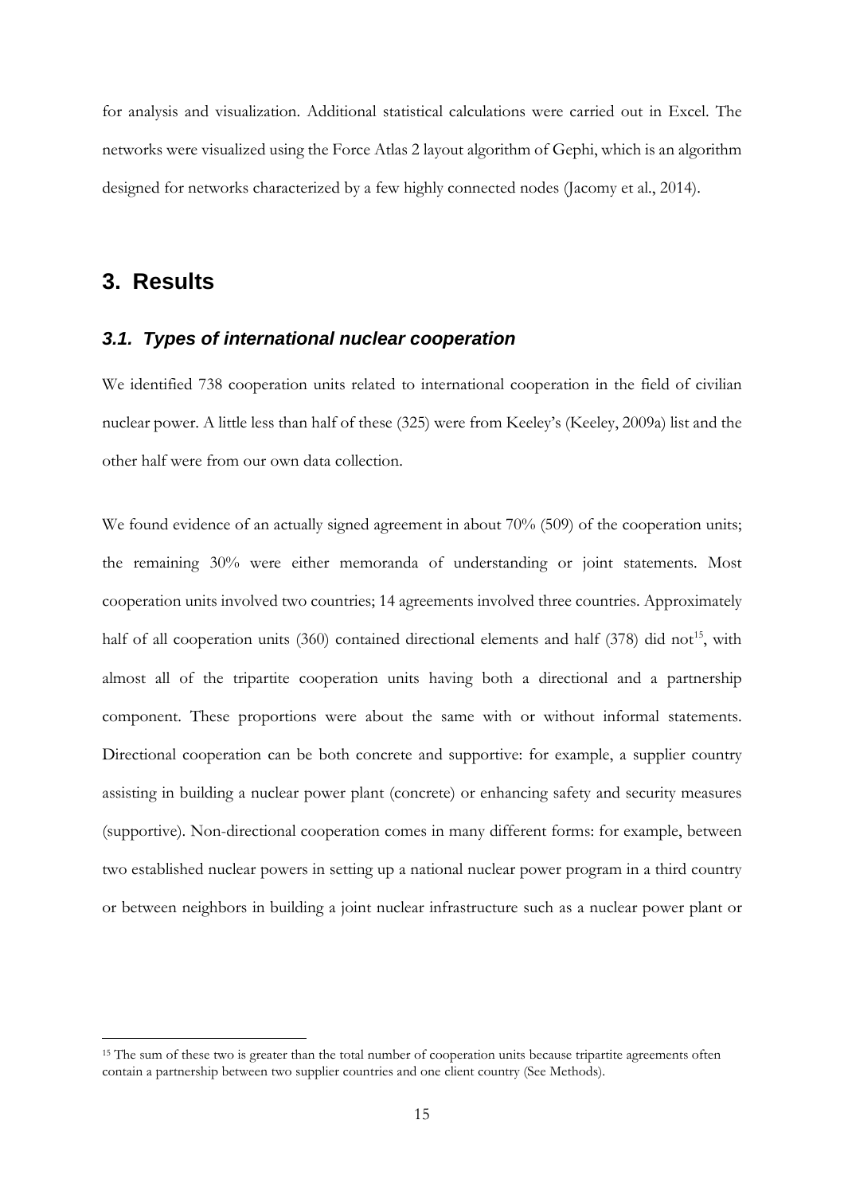for analysis and visualization. Additional statistical calculations were carried out in Excel. The networks were visualized using the Force Atlas 2 layout algorithm of Gephi, which is an algorithm designed for networks characterized by a few highly connected nodes (Jacomy et al., 2014).

# 3. Results

## *3.1. Types of international nuclear cooperation*

We identified 738 cooperation units related to international cooperation in the field of civilian nuclear power. A little less than half of these (325) were from Keeley's (Keeley, 2009a) list and the other half were from our own data collection.

We found evidence of an actually signed agreement in about 70% (509) of the cooperation units; the remaining 30% were either memoranda of understanding or joint statements. Most cooperation units involved two countries; 14 agreements involved three countries. Approximately half of all cooperation units (360) contained directional elements and half (378) did not[15], with almost all of the tripartite cooperation units having both a directional and a partnership component. These proportions were about the same with or without informal statements. Directional cooperation can be both concrete and supportive: for example, a supplier country assisting in building a nuclear power plant (concrete) or enhancing safety and security measures (supportive). Non-directional cooperation comes in many different forms: for example, between two established nuclear powers in setting up a national nuclear power program in a third country or between neighbors in building a joint nuclear infrastructure such as a nuclear power plant or

[15] The sum of these two is greater than the total number of cooperation units because tripartite agreements often contain a partnership between two supplier countries and one client country (See Methods).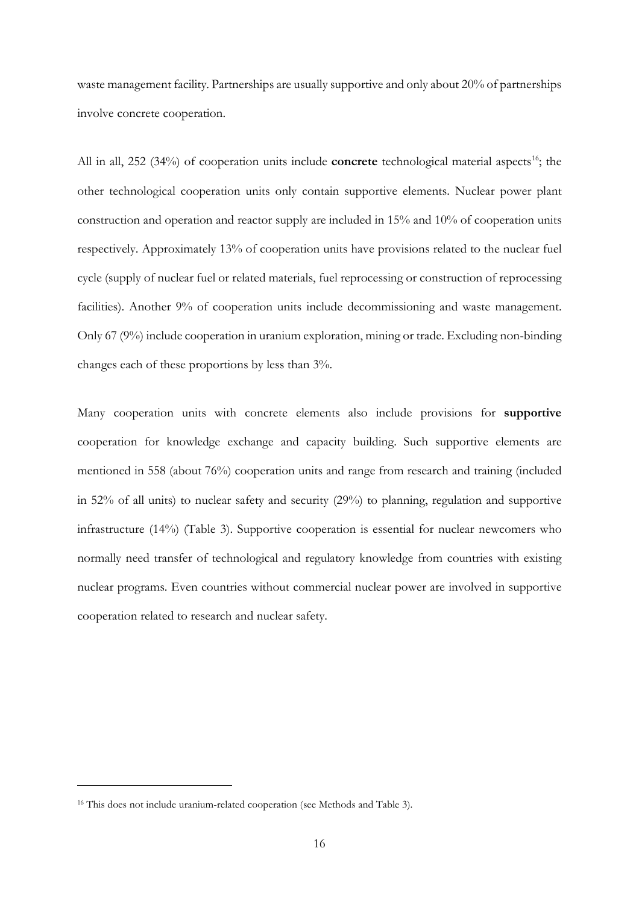waste management facility. Partnerships are usually supportive and only about 20% of partnerships involve concrete cooperation.

All in all, 252 (34%) of cooperation units include **concrete** technological material aspects[16]; the other technological cooperation units only contain supportive elements. Nuclear power plant construction and operation and reactor supply are included in 15% and 10% of cooperation units respectively. Approximately 13% of cooperation units have provisions related to the nuclear fuel cycle (supply of nuclear fuel or related materials, fuel reprocessing or construction of reprocessing facilities). Another 9% of cooperation units include decommissioning and waste management. Only 67 (9%) include cooperation in uranium exploration, mining or trade. Excluding non-binding changes each of these proportions by less than 3%.

Many cooperation units with concrete elements also include provisions for **supportive** cooperation for knowledge exchange and capacity building. Such supportive elements are mentioned in 558 (about 76%) cooperation units and range from research and training (included in 52% of all units) to nuclear safety and security (29%) to planning, regulation and supportive infrastructure (14%) (Table 3). Supportive cooperation is essential for nuclear newcomers who normally need transfer of technological and regulatory knowledge from countries with existing nuclear programs. Even countries without commercial nuclear power are involved in supportive cooperation related to research and nuclear safety.

---

[16] This does not include uranium-related cooperation (see Methods and Table 3).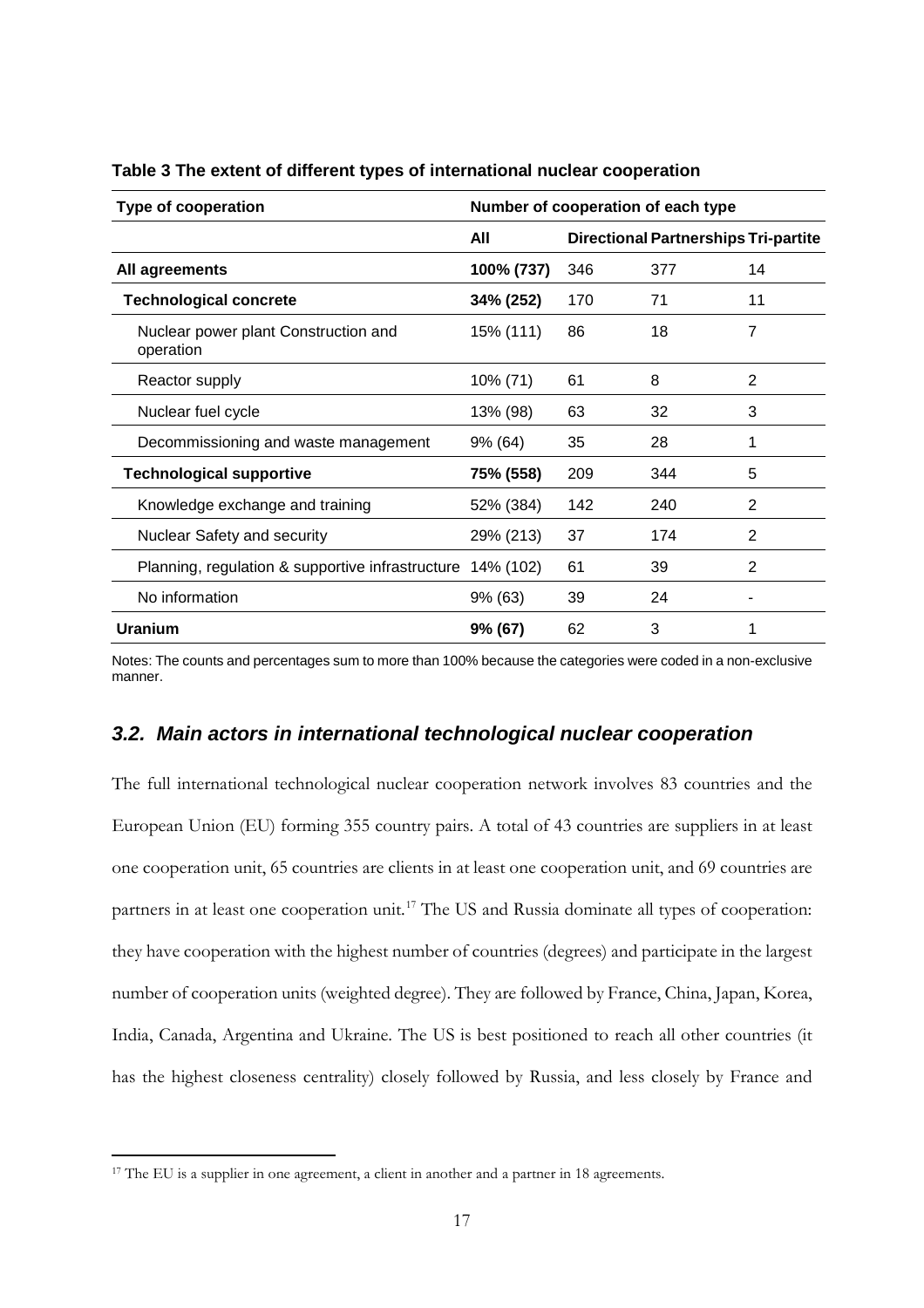**Table 3 The extent of different types of international nuclear cooperation**

| Type of cooperation | Number of cooperation of each type | | | |
|---|---|---|---|---|
| | All | Directional | Partnerships | Tri-partite |
| **All agreements** | **100% (737)** | 346 | 377 | 14 |
| **Technological concrete** | **34% (252)** | 170 | 71 | 11 |
| Nuclear power plant Construction and operation | 15% (111) | 86 | 18 | 7 |
| Reactor supply | 10% (71) | 61 | 8 | 2 |
| Nuclear fuel cycle | 13% (98) | 63 | 32 | 3 |
| Decommissioning and waste management | 9% (64) | 35 | 28 | 1 |
| **Technological supportive** | **75% (558)** | 209 | 344 | 5 |
| Knowledge exchange and training | 52% (384) | 142 | 240 | 2 |
| Nuclear Safety and security | 29% (213) | 37 | 174 | 2 |
| Planning, regulation & supportive infrastructure | 14% (102) | 61 | 39 | 2 |
| No information | 9% (63) | 39 | 24 | - |
| **Uranium** | **9% (67)** | 62 | 3 | 1 |

Notes: The counts and percentages sum to more than 100% because the categories were coded in a non-exclusive manner.

### *3.2. Main actors in international technological nuclear cooperation*

The full international technological nuclear cooperation network involves 83 countries and the European Union (EU) forming 355 country pairs. A total of 43 countries are suppliers in at least one cooperation unit, 65 countries are clients in at least one cooperation unit, and 69 countries are partners in at least one cooperation unit.[17] The US and Russia dominate all types of cooperation: they have cooperation with the highest number of countries (degrees) and participate in the largest number of cooperation units (weighted degree). They are followed by France, China, Japan, Korea, India, Canada, Argentina and Ukraine. The US is best positioned to reach all other countries (it has the highest closeness centrality) closely followed by Russia, and less closely by France and

[17] The EU is a supplier in one agreement, a client in another and a partner in 18 agreements.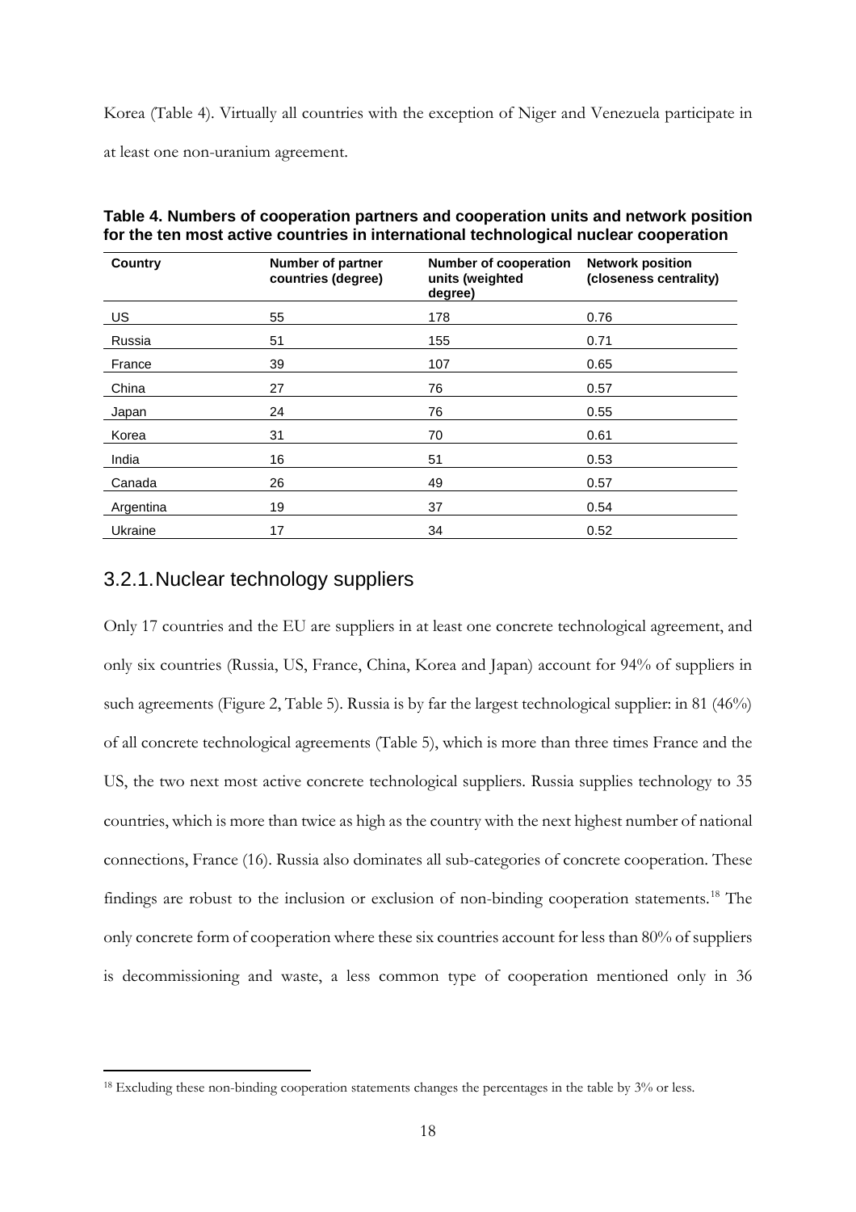Korea (Table 4). Virtually all countries with the exception of Niger and Venezuela participate in at least one non-uranium agreement.

**Table 4. Numbers of cooperation partners and cooperation units and network position for the ten most active countries in international technological nuclear cooperation**

| Country | Number of partner countries (degree) | Number of cooperation units (weighted degree) | Network position (closeness centrality) |
|---|---|---|---|
| US | 55 | 178 | 0.76 |
| Russia | 51 | 155 | 0.71 |
| France | 39 | 107 | 0.65 |
| China | 27 | 76 | 0.57 |
| Japan | 24 | 76 | 0.55 |
| Korea | 31 | 70 | 0.61 |
| India | 16 | 51 | 0.53 |
| Canada | 26 | 49 | 0.57 |
| Argentina | 19 | 37 | 0.54 |
| Ukraine | 17 | 34 | 0.52 |

### 3.2.1. Nuclear technology suppliers

Only 17 countries and the EU are suppliers in at least one concrete technological agreement, and only six countries (Russia, US, France, China, Korea and Japan) account for 94% of suppliers in such agreements (Figure 2, Table 5). Russia is by far the largest technological supplier: in 81 (46%) of all concrete technological agreements (Table 5), which is more than three times France and the US, the two next most active concrete technological suppliers. Russia supplies technology to 35 countries, which is more than twice as high as the country with the next highest number of national connections, France (16). Russia also dominates all sub-categories of concrete cooperation. These findings are robust to the inclusion or exclusion of non-binding cooperation statements.[18] The only concrete form of cooperation where these six countries account for less than 80% of suppliers is decommissioning and waste, a less common type of cooperation mentioned only in 36

[18] Excluding these non-binding cooperation statements changes the percentages in the table by 3% or less.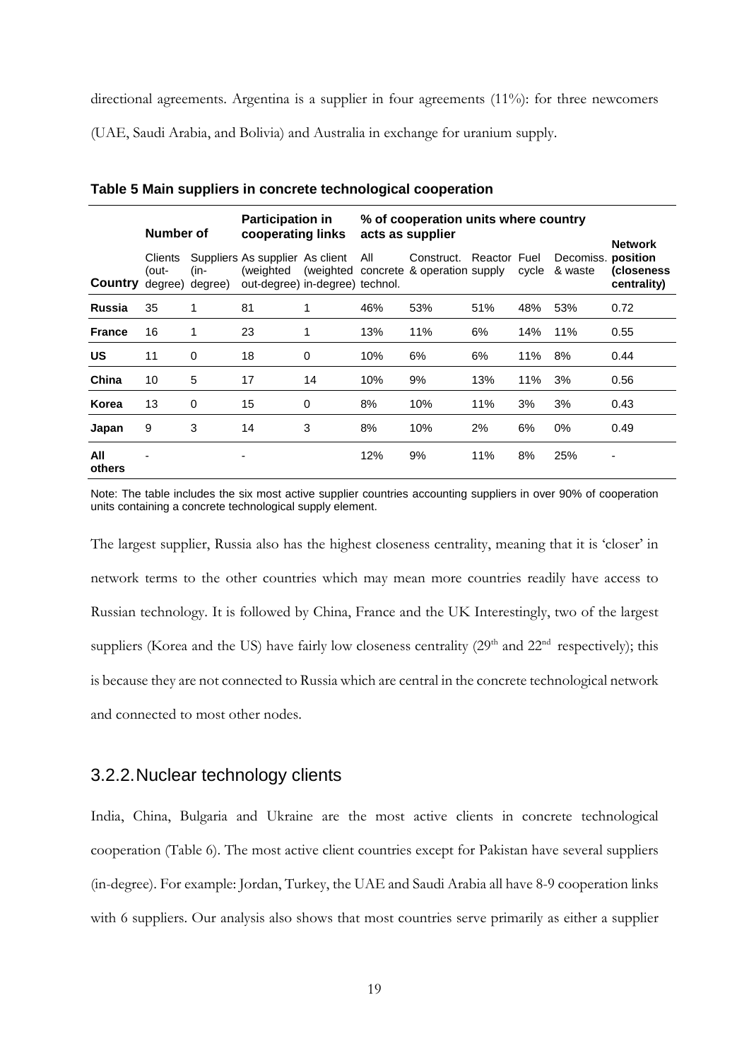directional agreements. Argentina is a supplier in four agreements (11%): for three newcomers (UAE, Saudi Arabia, and Bolivia) and Australia in exchange for uranium supply.

**Table 5 Main suppliers in concrete technological cooperation**

| | Number of | | Participation in cooperating links | | % of cooperation units where country acts as supplier | | | | | Network position |
|---|---|---|---|---|---|---|---|---|---|---|
| Country | Clients (out-degree) | Suppliers (in-degree) | As supplier (weighted out-degree) | As client (weighted in-degree) | All concrete technol. | Construct. & operation | Reactor supply | Fuel cycle | Decomiss. & waste | (closeness centrality) |
| **Russia** | 35 | 1 | 81 | 1 | 46% | 53% | 51% | 48% | 53% | 0.72 |
| **France** | 16 | 1 | 23 | 1 | 13% | 11% | 6% | 14% | 11% | 0.55 |
| **US** | 11 | 0 | 18 | 0 | 10% | 6% | 6% | 11% | 8% | 0.44 |
| **China** | 10 | 5 | 17 | 14 | 10% | 9% | 13% | 11% | 3% | 0.56 |
| **Korea** | 13 | 0 | 15 | 0 | 8% | 10% | 11% | 3% | 3% | 0.43 |
| **Japan** | 9 | 3 | 14 | 3 | 8% | 10% | 2% | 6% | 0% | 0.49 |
| **All others** | - | | - | | 12% | 9% | 11% | 8% | 25% | - |

Note: The table includes the six most active supplier countries accounting suppliers in over 90% of cooperation units containing a concrete technological supply element.

The largest supplier, Russia also has the highest closeness centrality, meaning that it is 'closer' in network terms to the other countries which may mean more countries readily have access to Russian technology. It is followed by China, France and the UK Interestingly, two of the largest suppliers (Korea and the US) have fairly low closeness centrality (29th and 22nd respectively); this is because they are not connected to Russia which are central in the concrete technological network and connected to most other nodes.

### 3.2.2. Nuclear technology clients

India, China, Bulgaria and Ukraine are the most active clients in concrete technological cooperation (Table 6). The most active client countries except for Pakistan have several suppliers (in-degree). For example: Jordan, Turkey, the UAE and Saudi Arabia all have 8-9 cooperation links with 6 suppliers. Our analysis also shows that most countries serve primarily as either a supplier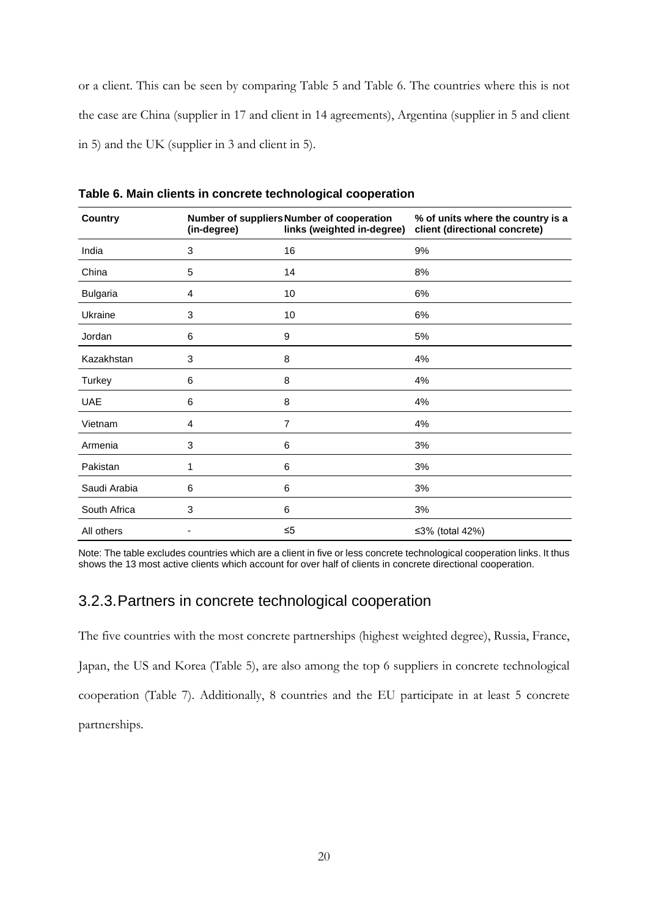or a client. This can be seen by comparing Table 5 and Table 6. The countries where this is not the case are China (supplier in 17 and client in 14 agreements), Argentina (supplier in 5 and client in 5) and the UK (supplier in 3 and client in 5).

**Table 6. Main clients in concrete technological cooperation**

| Country | Number of suppliers (in-degree) | Number of cooperation links (weighted in-degree) | % of units where the country is a client (directional concrete) |
|---|---|---|---|
| India | 3 | 16 | 9% |
| China | 5 | 14 | 8% |
| Bulgaria | 4 | 10 | 6% |
| Ukraine | 3 | 10 | 6% |
| Jordan | 6 | 9 | 5% |
| Kazakhstan | 3 | 8 | 4% |
| Turkey | 6 | 8 | 4% |
| UAE | 6 | 8 | 4% |
| Vietnam | 4 | 7 | 4% |
| Armenia | 3 | 6 | 3% |
| Pakistan | 1 | 6 | 3% |
| Saudi Arabia | 6 | 6 | 3% |
| South Africa | 3 | 6 | 3% |
| All others | - | ≤5 | ≤3% (total 42%) |

Note: The table excludes countries which are a client in five or less concrete technological cooperation links. It thus shows the 13 most active clients which account for over half of clients in concrete directional cooperation.

### 3.2.3. Partners in concrete technological cooperation

The five countries with the most concrete partnerships (highest weighted degree), Russia, France, Japan, the US and Korea (Table 5), are also among the top 6 suppliers in concrete technological cooperation (Table 7). Additionally, 8 countries and the EU participate in at least 5 concrete partnerships.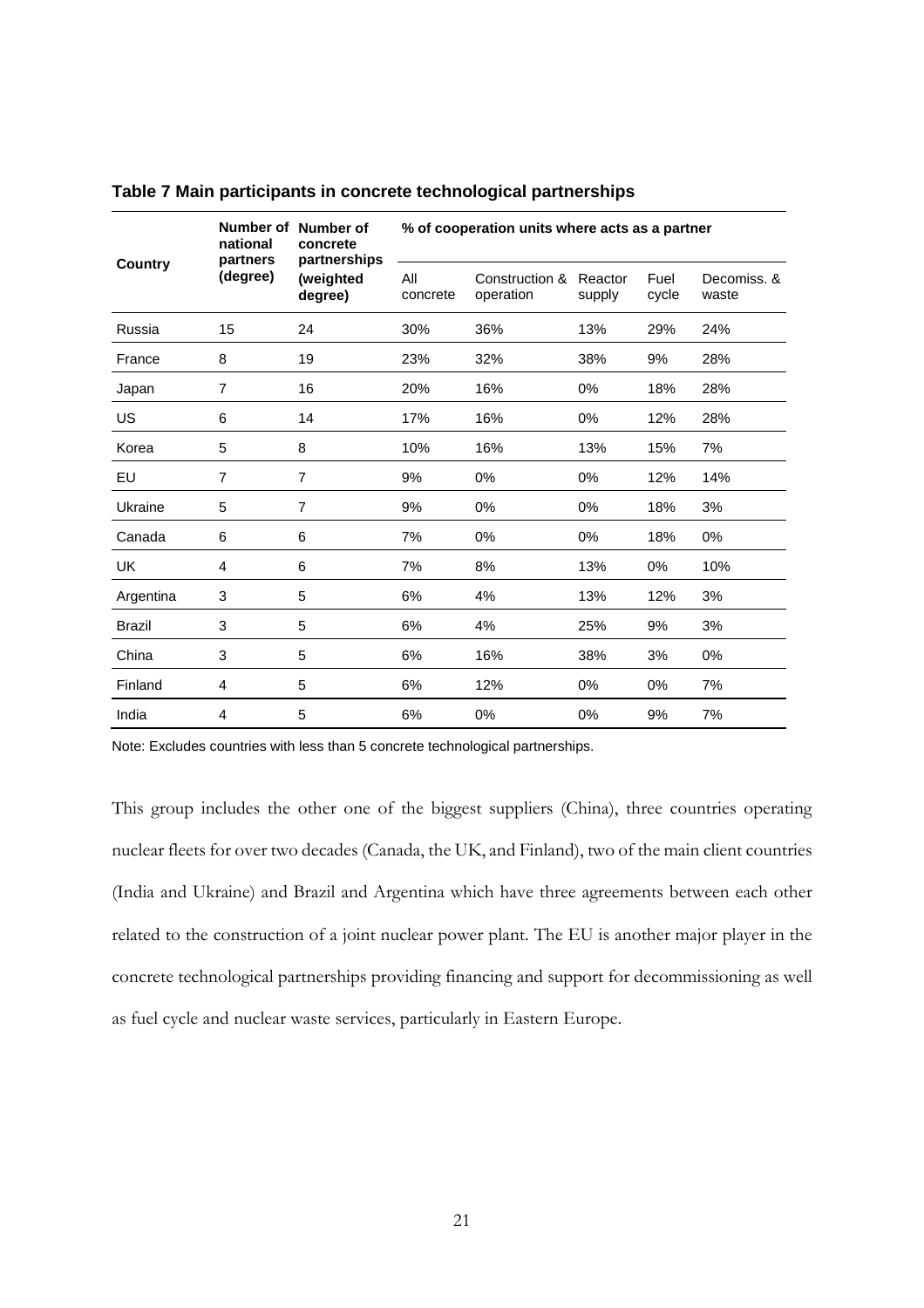**Table 7 Main participants in concrete technological partnerships**

| Country | Number of national partners (degree) | Number of concrete partnerships (weighted degree) | % of cooperation units where acts as a partner | | | | |
|---|---|---|---|---|---|---|---|
| | | | All concrete | Construction & operation | Reactor supply | Fuel cycle | Decomiss. & waste |
| Russia | 15 | 24 | 30% | 36% | 13% | 29% | 24% |
| France | 8 | 19 | 23% | 32% | 38% | 9% | 28% |
| Japan | 7 | 16 | 20% | 16% | 0% | 18% | 28% |
| US | 6 | 14 | 17% | 16% | 0% | 12% | 28% |
| Korea | 5 | 8 | 10% | 16% | 13% | 15% | 7% |
| EU | 7 | 7 | 9% | 0% | 0% | 12% | 14% |
| Ukraine | 5 | 7 | 9% | 0% | 0% | 18% | 3% |
| Canada | 6 | 6 | 7% | 0% | 0% | 18% | 0% |
| UK | 4 | 6 | 7% | 8% | 13% | 0% | 10% |
| Argentina | 3 | 5 | 6% | 4% | 13% | 12% | 3% |
| Brazil | 3 | 5 | 6% | 4% | 25% | 9% | 3% |
| China | 3 | 5 | 6% | 16% | 38% | 3% | 0% |
| Finland | 4 | 5 | 6% | 12% | 0% | 0% | 7% |
| India | 4 | 5 | 6% | 0% | 0% | 9% | 7% |

Note: Excludes countries with less than 5 concrete technological partnerships.

This group includes the other one of the biggest suppliers (China), three countries operating nuclear fleets for over two decades (Canada, the UK, and Finland), two of the main client countries (India and Ukraine) and Brazil and Argentina which have three agreements between each other related to the construction of a joint nuclear power plant. The EU is another major player in the concrete technological partnerships providing financing and support for decommissioning as well as fuel cycle and nuclear waste services, particularly in Eastern Europe.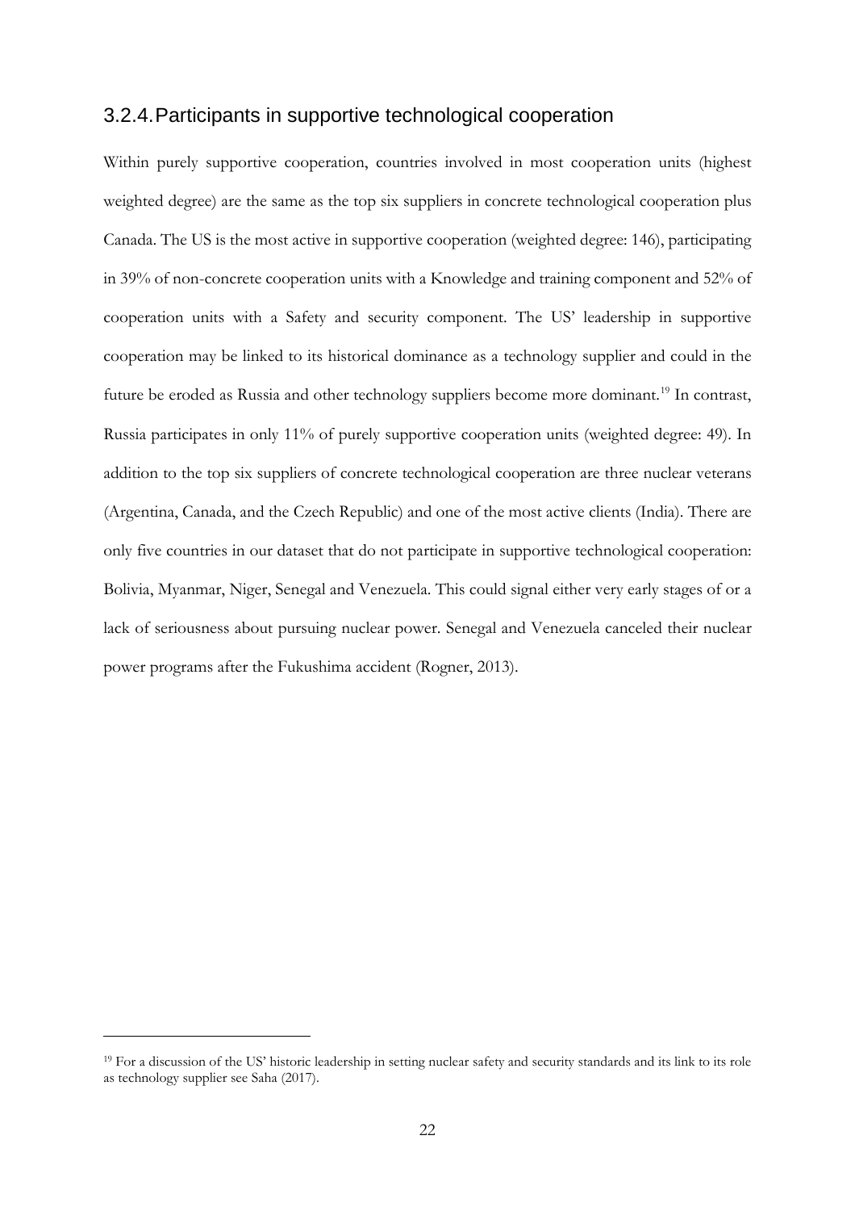### 3.2.4. Participants in supportive technological cooperation

Within purely supportive cooperation, countries involved in most cooperation units (highest weighted degree) are the same as the top six suppliers in concrete technological cooperation plus Canada. The US is the most active in supportive cooperation (weighted degree: 146), participating in 39% of non-concrete cooperation units with a Knowledge and training component and 52% of cooperation units with a Safety and security component. The US' leadership in supportive cooperation may be linked to its historical dominance as a technology supplier and could in the future be eroded as Russia and other technology suppliers become more dominant.[19] In contrast, Russia participates in only 11% of purely supportive cooperation units (weighted degree: 49). In addition to the top six suppliers of concrete technological cooperation are three nuclear veterans (Argentina, Canada, and the Czech Republic) and one of the most active clients (India). There are only five countries in our dataset that do not participate in supportive technological cooperation: Bolivia, Myanmar, Niger, Senegal and Venezuela. This could signal either very early stages of or a lack of seriousness about pursuing nuclear power. Senegal and Venezuela canceled their nuclear power programs after the Fukushima accident (Rogner, 2013).

[19] For a discussion of the US' historic leadership in setting nuclear safety and security standards and its link to its role as technology supplier see Saha (2017).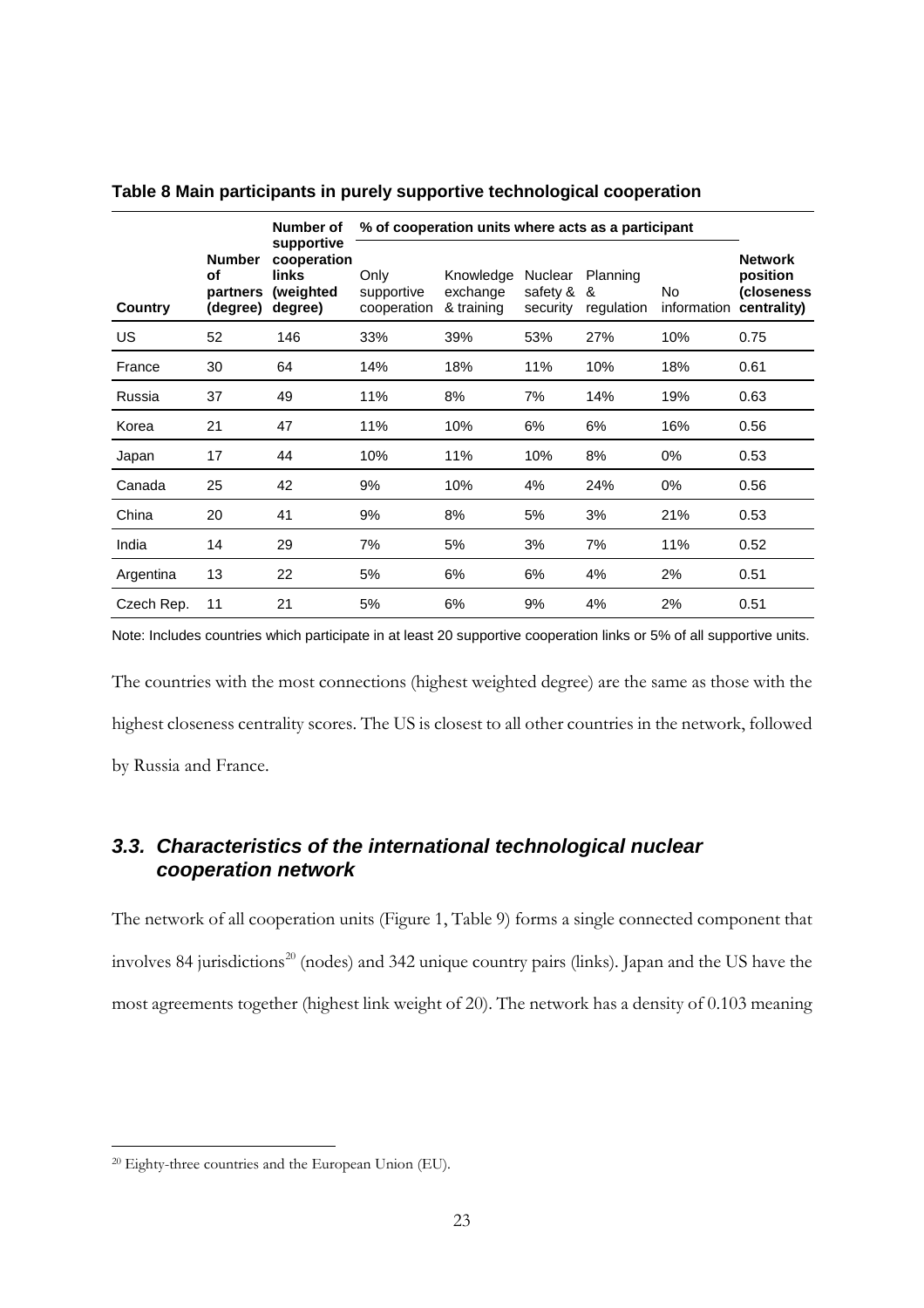**Table 8 Main participants in purely supportive technological cooperation**

| Country | Number of partners (degree) | Number of supportive cooperation links (weighted degree) | % of cooperation units where acts as a participant | | | | | Network position (closeness centrality) |
|---|---|---|---|---|---|---|---|---|
| | | | Only supportive cooperation | Knowledge exchange & training | Nuclear safety & security | Planning & regulation | No information | |
| US | 52 | 146 | 33% | 39% | 53% | 27% | 10% | 0.75 |
| France | 30 | 64 | 14% | 18% | 11% | 10% | 18% | 0.61 |
| Russia | 37 | 49 | 11% | 8% | 7% | 14% | 19% | 0.63 |
| Korea | 21 | 47 | 11% | 10% | 6% | 6% | 16% | 0.56 |
| Japan | 17 | 44 | 10% | 11% | 10% | 8% | 0% | 0.53 |
| Canada | 25 | 42 | 9% | 10% | 4% | 24% | 0% | 0.56 |
| China | 20 | 41 | 9% | 8% | 5% | 3% | 21% | 0.53 |
| India | 14 | 29 | 7% | 5% | 3% | 7% | 11% | 0.52 |
| Argentina | 13 | 22 | 5% | 6% | 6% | 4% | 2% | 0.51 |
| Czech Rep. | 11 | 21 | 5% | 6% | 9% | 4% | 2% | 0.51 |

Note: Includes countries which participate in at least 20 supportive cooperation links or 5% of all supportive units.

The countries with the most connections (highest weighted degree) are the same as those with the highest closeness centrality scores. The US is closest to all other countries in the network, followed by Russia and France.

### *3.3. Characteristics of the international technological nuclear cooperation network*

The network of all cooperation units (Figure 1, Table 9) forms a single connected component that involves 84 jurisdictions[20] (nodes) and 342 unique country pairs (links). Japan and the US have the most agreements together (highest link weight of 20). The network has a density of 0.103 meaning

[20] Eighty-three countries and the European Union (EU).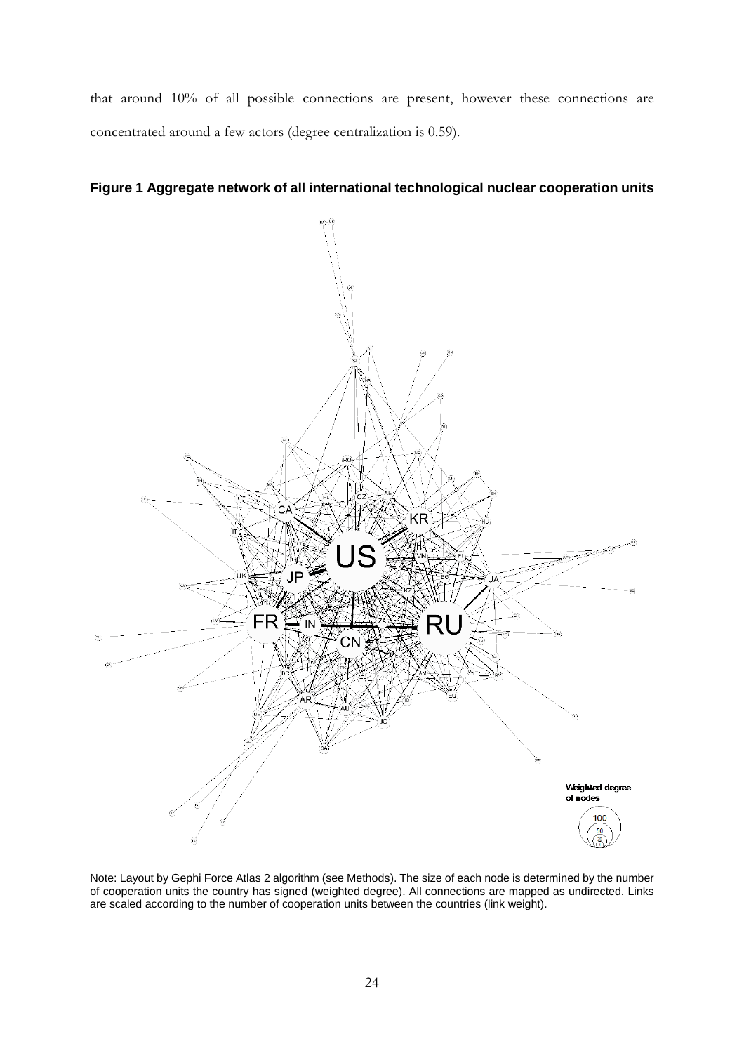that around 10% of all possible connections are present, however these connections are concentrated around a few actors (degree centralization is 0.59).

**Figure 1 Aggregate network of all international technological nuclear cooperation units**

Note: Layout by Gephi Force Atlas 2 algorithm (see Methods). The size of each node is determined by the number of cooperation units the country has signed (weighted degree). All connections are mapped as undirected. Links are scaled according to the number of cooperation units between the countries (link weight).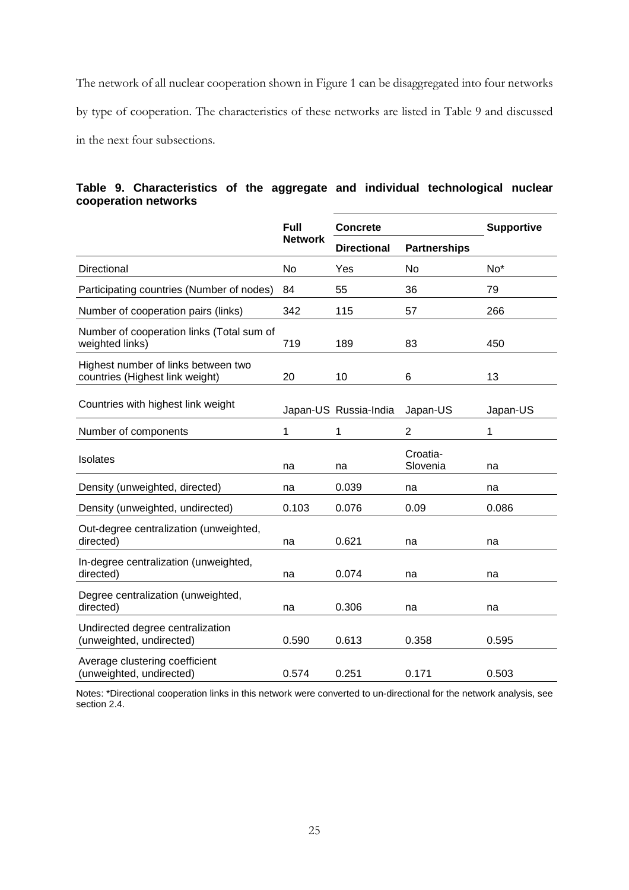The network of all nuclear cooperation shown in Figure 1 can be disaggregated into four networks by type of cooperation. The characteristics of these networks are listed in Table 9 and discussed in the next four subsections.

**Table 9. Characteristics of the aggregate and individual technological nuclear cooperation networks**

| | Full Network | Concrete | | Supportive |
|---|---|---|---|---|
| | | Directional | Partnerships | |
| Directional | No | Yes | No | No* |
| Participating countries (Number of nodes) | 84 | 55 | 36 | 79 |
| Number of cooperation pairs (links) | 342 | 115 | 57 | 266 |
| Number of cooperation links (Total sum of weighted links) | 719 | 189 | 83 | 450 |
| Highest number of links between two countries (Highest link weight) | 20 | 10 | 6 | 13 |
| Countries with highest link weight | Japan-US | Russia-India | Japan-US | Japan-US |
| Number of components | 1 | 1 | 2 | 1 |
| Isolates | na | na | Croatia-Slovenia | na |
| Density (unweighted, directed) | na | 0.039 | na | na |
| Density (unweighted, undirected) | 0.103 | 0.076 | 0.09 | 0.086 |
| Out-degree centralization (unweighted, directed) | na | 0.621 | na | na |
| In-degree centralization (unweighted, directed) | na | 0.074 | na | na |
| Degree centralization (unweighted, directed) | na | 0.306 | na | na |
| Undirected degree centralization (unweighted, undirected) | 0.590 | 0.613 | 0.358 | 0.595 |
| Average clustering coefficient (unweighted, undirected) | 0.574 | 0.251 | 0.171 | 0.503 |

Notes: *Directional cooperation links in this network were converted to un-directional for the network analysis, see section 2.4.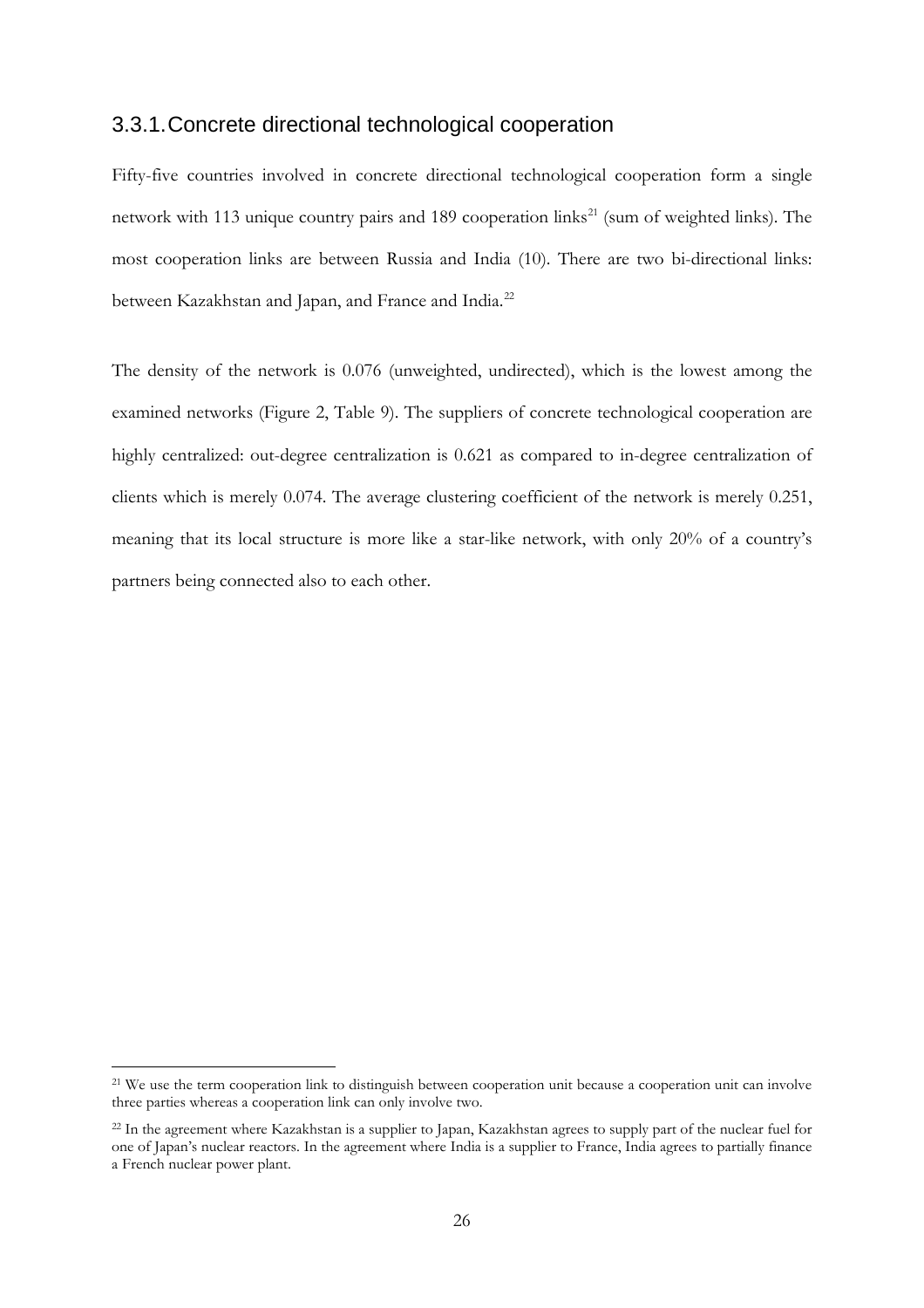### 3.3.1. Concrete directional technological cooperation

Fifty-five countries involved in concrete directional technological cooperation form a single network with 113 unique country pairs and 189 cooperation links[21] (sum of weighted links). The most cooperation links are between Russia and India (10). There are two bi-directional links: between Kazakhstan and Japan, and France and India.[22]

The density of the network is 0.076 (unweighted, undirected), which is the lowest among the examined networks (Figure 2, Table 9). The suppliers of concrete technological cooperation are highly centralized: out-degree centralization is 0.621 as compared to in-degree centralization of clients which is merely 0.074. The average clustering coefficient of the network is merely 0.251, meaning that its local structure is more like a star-like network, with only 20% of a country's partners being connected also to each other.

[21] We use the term cooperation link to distinguish between cooperation unit because a cooperation unit can involve three parties whereas a cooperation link can only involve two.

[22] In the agreement where Kazakhstan is a supplier to Japan, Kazakhstan agrees to supply part of the nuclear fuel for one of Japan's nuclear reactors. In the agreement where India is a supplier to France, India agrees to partially finance a French nuclear power plant.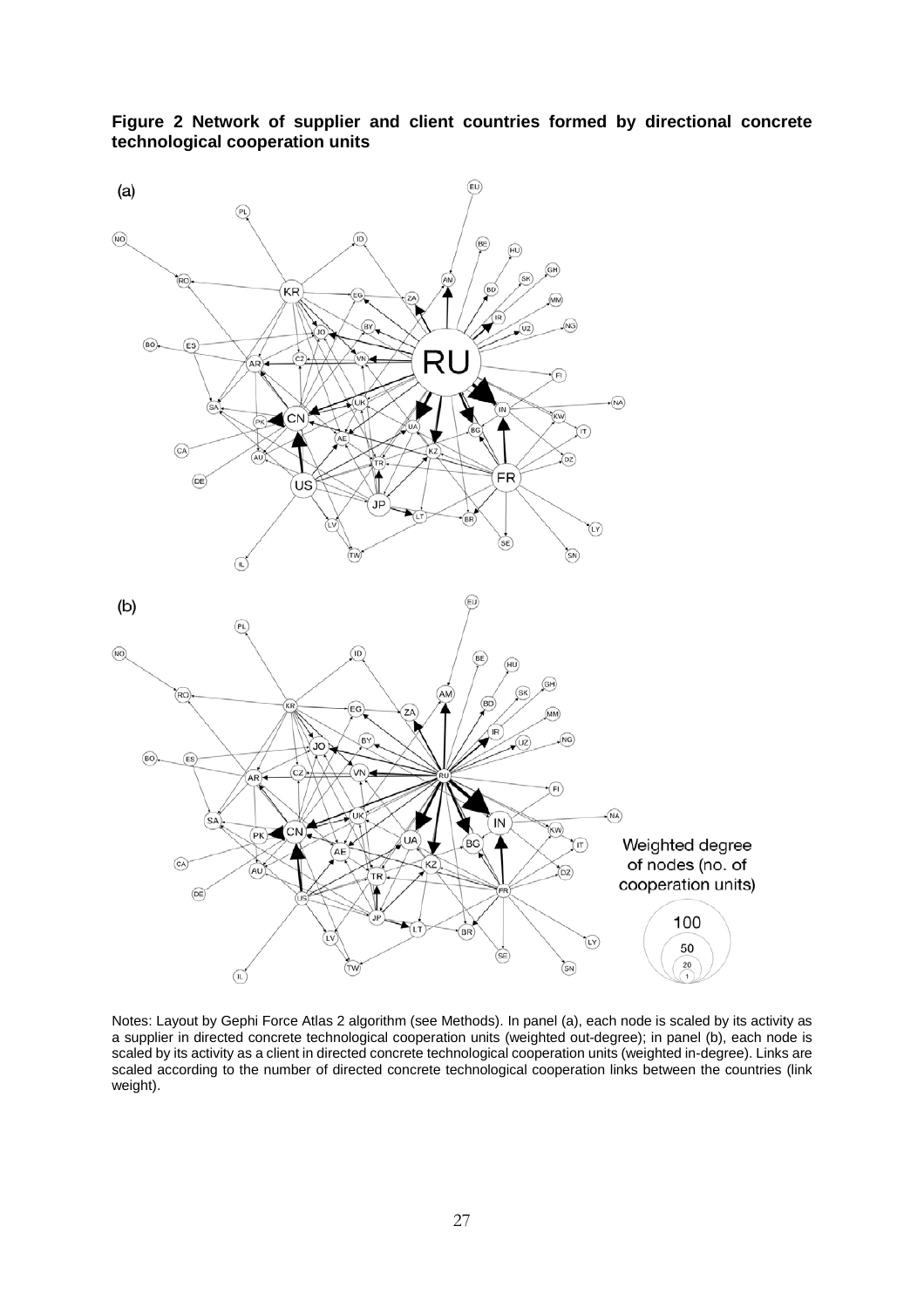**Figure 2 Network of supplier and client countries formed by directional concrete technological cooperation units**

Notes: Layout by Gephi Force Atlas 2 algorithm (see Methods). In panel (a), each node is scaled by its activity as a supplier in directed concrete technological cooperation units (weighted out-degree); in panel (b), each node is scaled by its activity as a client in directed concrete technological cooperation units (weighted in-degree). Links are scaled according to the number of directed concrete technological cooperation links between the countries (link weight).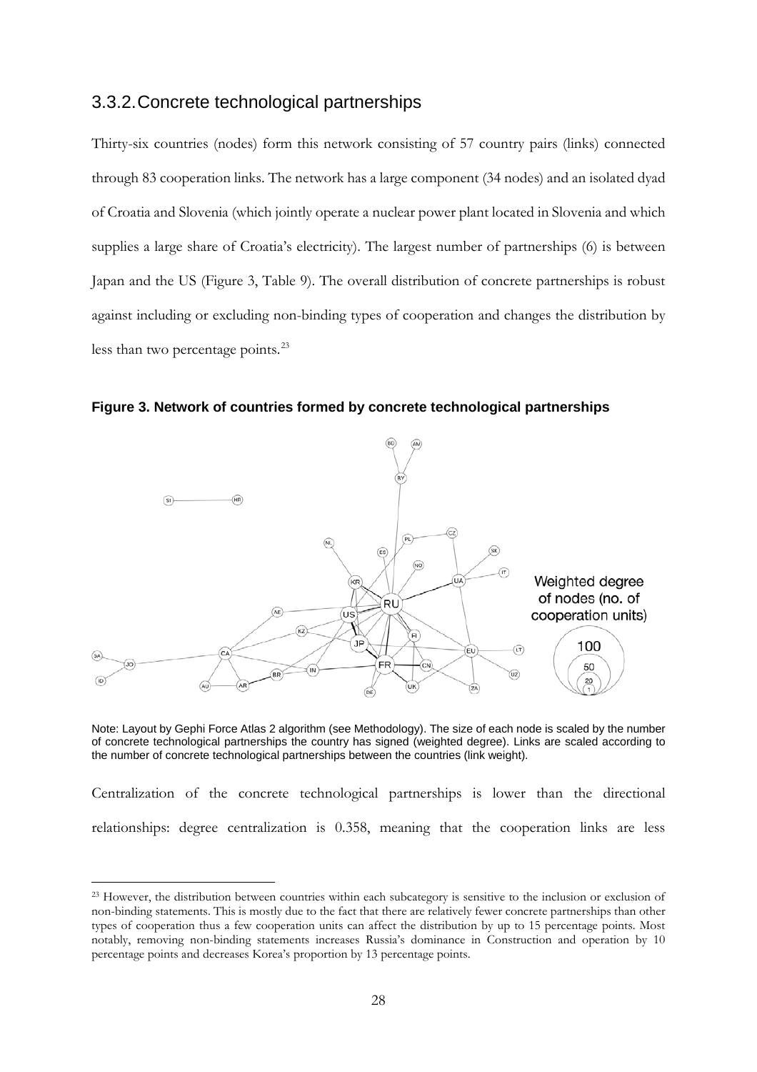### 3.3.2. Concrete technological partnerships

Thirty-six countries (nodes) form this network consisting of 57 country pairs (links) connected through 83 cooperation links. The network has a large component (34 nodes) and an isolated dyad of Croatia and Slovenia (which jointly operate a nuclear power plant located in Slovenia and which supplies a large share of Croatia's electricity). The largest number of partnerships (6) is between Japan and the US (Figure 3, Table 9). The overall distribution of concrete partnerships is robust against including or excluding non-binding types of cooperation and changes the distribution by less than two percentage points.[23]

**Figure 3. Network of countries formed by concrete technological partnerships**

Note: Layout by Gephi Force Atlas 2 algorithm (see Methodology). The size of each node is scaled by the number of concrete technological partnerships the country has signed (weighted degree). Links are scaled according to the number of concrete technological partnerships between the countries (link weight).

Centralization of the concrete technological partnerships is lower than the directional relationships: degree centralization is 0.358, meaning that the cooperation links are less

[23] However, the distribution between countries within each subcategory is sensitive to the inclusion or exclusion of non-binding statements. This is mostly due to the fact that there are relatively fewer concrete partnerships than other types of cooperation thus a few cooperation units can affect the distribution by up to 15 percentage points. Most notably, removing non-binding statements increases Russia's dominance in Construction and operation by 10 percentage points and decreases Korea's proportion by 13 percentage points.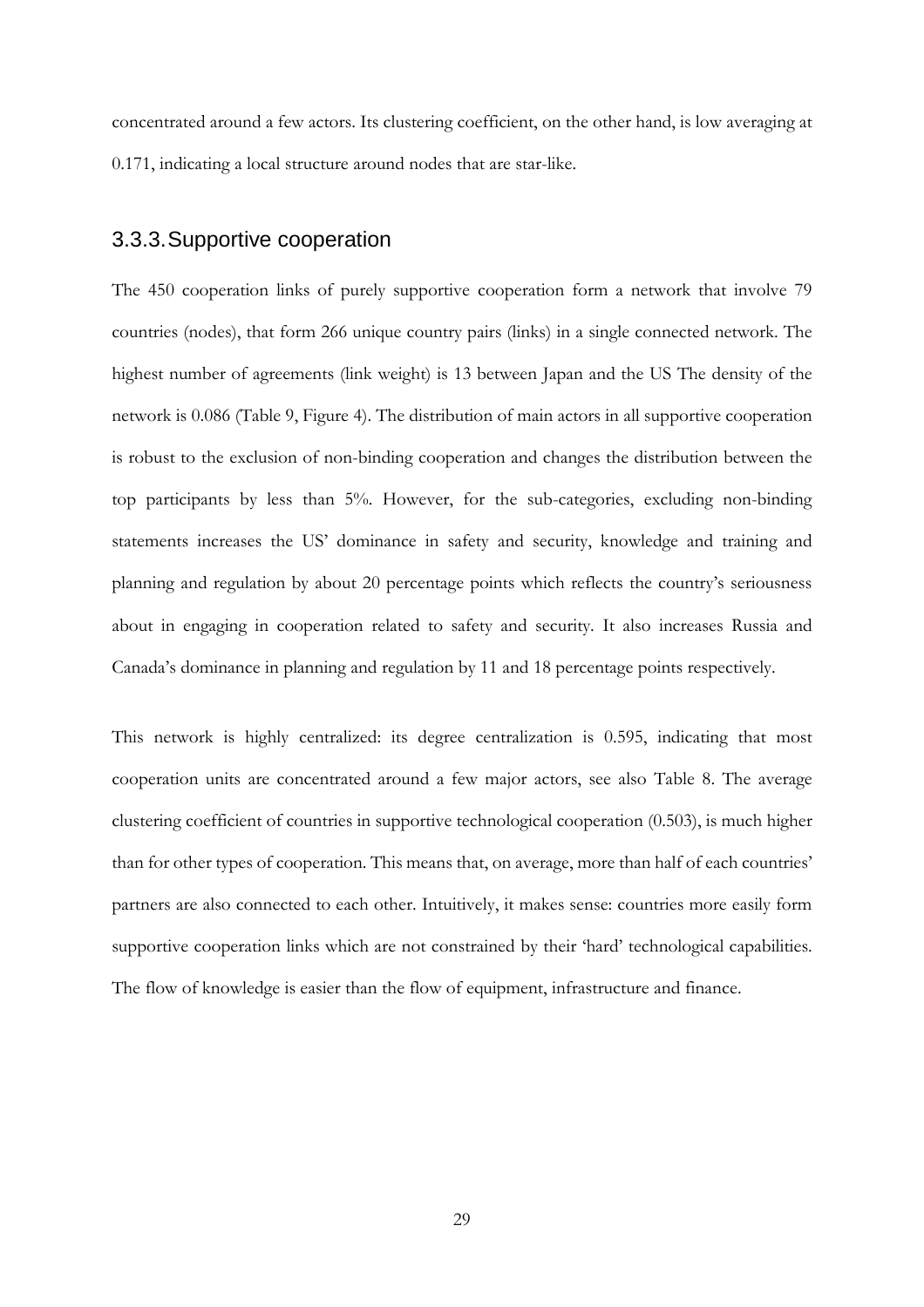concentrated around a few actors. Its clustering coefficient, on the other hand, is low averaging at 0.171, indicating a local structure around nodes that are star-like.

### 3.3.3. Supportive cooperation

The 450 cooperation links of purely supportive cooperation form a network that involve 79 countries (nodes), that form 266 unique country pairs (links) in a single connected network. The highest number of agreements (link weight) is 13 between Japan and the US The density of the network is 0.086 (Table 9, Figure 4). The distribution of main actors in all supportive cooperation is robust to the exclusion of non-binding cooperation and changes the distribution between the top participants by less than 5%. However, for the sub-categories, excluding non-binding statements increases the US' dominance in safety and security, knowledge and training and planning and regulation by about 20 percentage points which reflects the country's seriousness about in engaging in cooperation related to safety and security. It also increases Russia and Canada's dominance in planning and regulation by 11 and 18 percentage points respectively.

This network is highly centralized: its degree centralization is 0.595, indicating that most cooperation units are concentrated around a few major actors, see also Table 8. The average clustering coefficient of countries in supportive technological cooperation (0.503), is much higher than for other types of cooperation. This means that, on average, more than half of each countries' partners are also connected to each other. Intuitively, it makes sense: countries more easily form supportive cooperation links which are not constrained by their 'hard' technological capabilities. The flow of knowledge is easier than the flow of equipment, infrastructure and finance.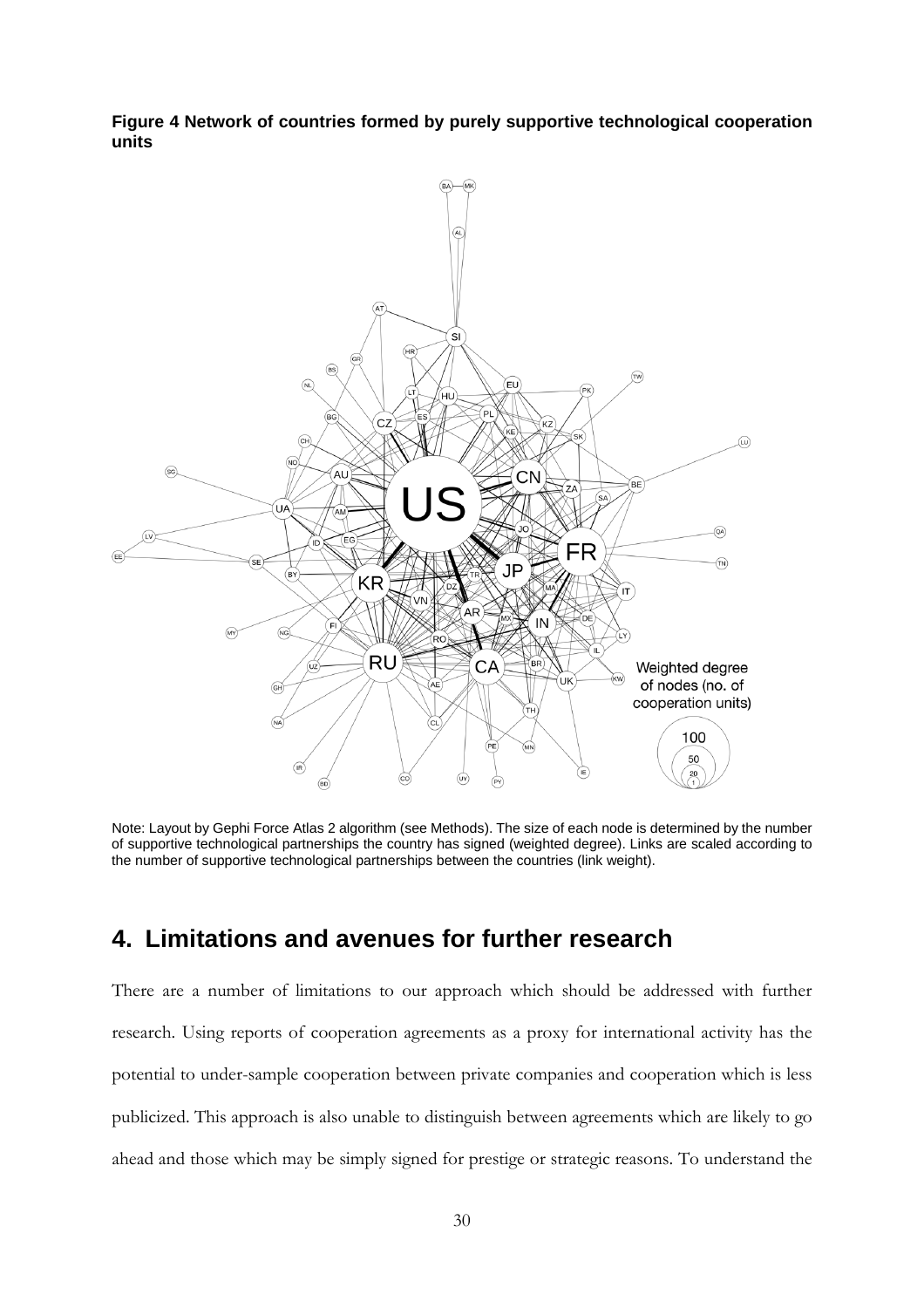**Figure 4 Network of countries formed by purely supportive technological cooperation units**

Note: Layout by Gephi Force Atlas 2 algorithm (see Methods). The size of each node is determined by the number of supportive technological partnerships the country has signed (weighted degree). Links are scaled according to the number of supportive technological partnerships between the countries (link weight).

## 4. Limitations and avenues for further research

There are a number of limitations to our approach which should be addressed with further research. Using reports of cooperation agreements as a proxy for international activity has the potential to under-sample cooperation between private companies and cooperation which is less publicized. This approach is also unable to distinguish between agreements which are likely to go ahead and those which may be simply signed for prestige or strategic reasons. To understand the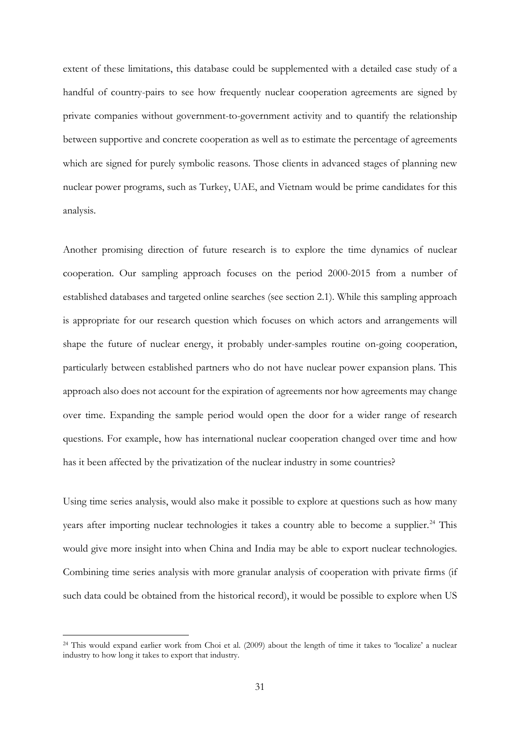extent of these limitations, this database could be supplemented with a detailed case study of a handful of country-pairs to see how frequently nuclear cooperation agreements are signed by private companies without government-to-government activity and to quantify the relationship between supportive and concrete cooperation as well as to estimate the percentage of agreements which are signed for purely symbolic reasons. Those clients in advanced stages of planning new nuclear power programs, such as Turkey, UAE, and Vietnam would be prime candidates for this analysis.

Another promising direction of future research is to explore the time dynamics of nuclear cooperation. Our sampling approach focuses on the period 2000-2015 from a number of established databases and targeted online searches (see section 2.1). While this sampling approach is appropriate for our research question which focuses on which actors and arrangements will shape the future of nuclear energy, it probably under-samples routine on-going cooperation, particularly between established partners who do not have nuclear power expansion plans. This approach also does not account for the expiration of agreements nor how agreements may change over time. Expanding the sample period would open the door for a wider range of research questions. For example, how has international nuclear cooperation changed over time and how has it been affected by the privatization of the nuclear industry in some countries?

Using time series analysis, would also make it possible to explore at questions such as how many years after importing nuclear technologies it takes a country able to become a supplier.[24] This would give more insight into when China and India may be able to export nuclear technologies. Combining time series analysis with more granular analysis of cooperation with private firms (if such data could be obtained from the historical record), it would be possible to explore when US

[24] This would expand earlier work from Choi et al. (2009) about the length of time it takes to 'localize' a nuclear industry to how long it takes to export that industry.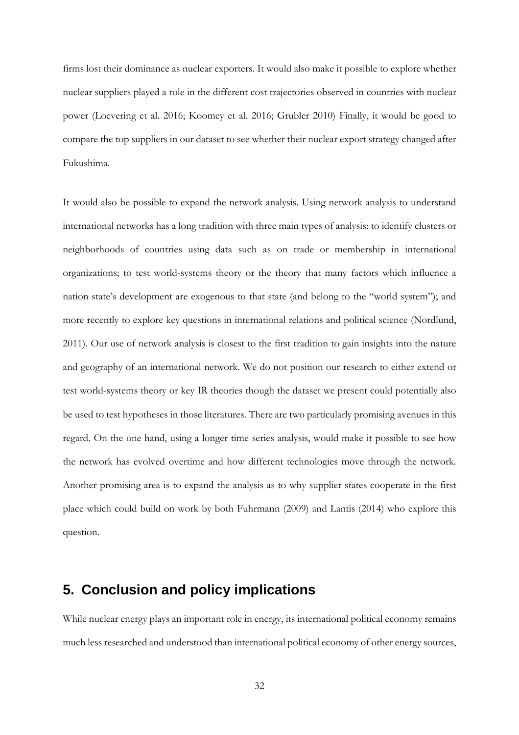firms lost their dominance as nuclear exporters. It would also make it possible to explore whether nuclear suppliers played a role in the different cost trajectories observed in countries with nuclear power (Loevering et al. 2016; Koomey et al. 2016; Grubler 2010) Finally, it would be good to compare the top suppliers in our dataset to see whether their nuclear export strategy changed after Fukushima.

It would also be possible to expand the network analysis. Using network analysis to understand international networks has a long tradition with three main types of analysis: to identify clusters or neighborhoods of countries using data such as on trade or membership in international organizations; to test world-systems theory or the theory that many factors which influence a nation state's development are exogenous to that state (and belong to the "world system"); and more recently to explore key questions in international relations and political science (Nordlund, 2011). Our use of network analysis is closest to the first tradition to gain insights into the nature and geography of an international network. We do not position our research to either extend or test world-systems theory or key IR theories though the dataset we present could potentially also be used to test hypotheses in those literatures. There are two particularly promising avenues in this regard. On the one hand, using a longer time series analysis, would make it possible to see how the network has evolved overtime and how different technologies move through the network. Another promising area is to expand the analysis as to why supplier states cooperate in the first place which could build on work by both Fuhrmann (2009) and Lantis (2014) who explore this question.

## 5. Conclusion and policy implications

While nuclear energy plays an important role in energy, its international political economy remains much less researched and understood than international political economy of other energy sources,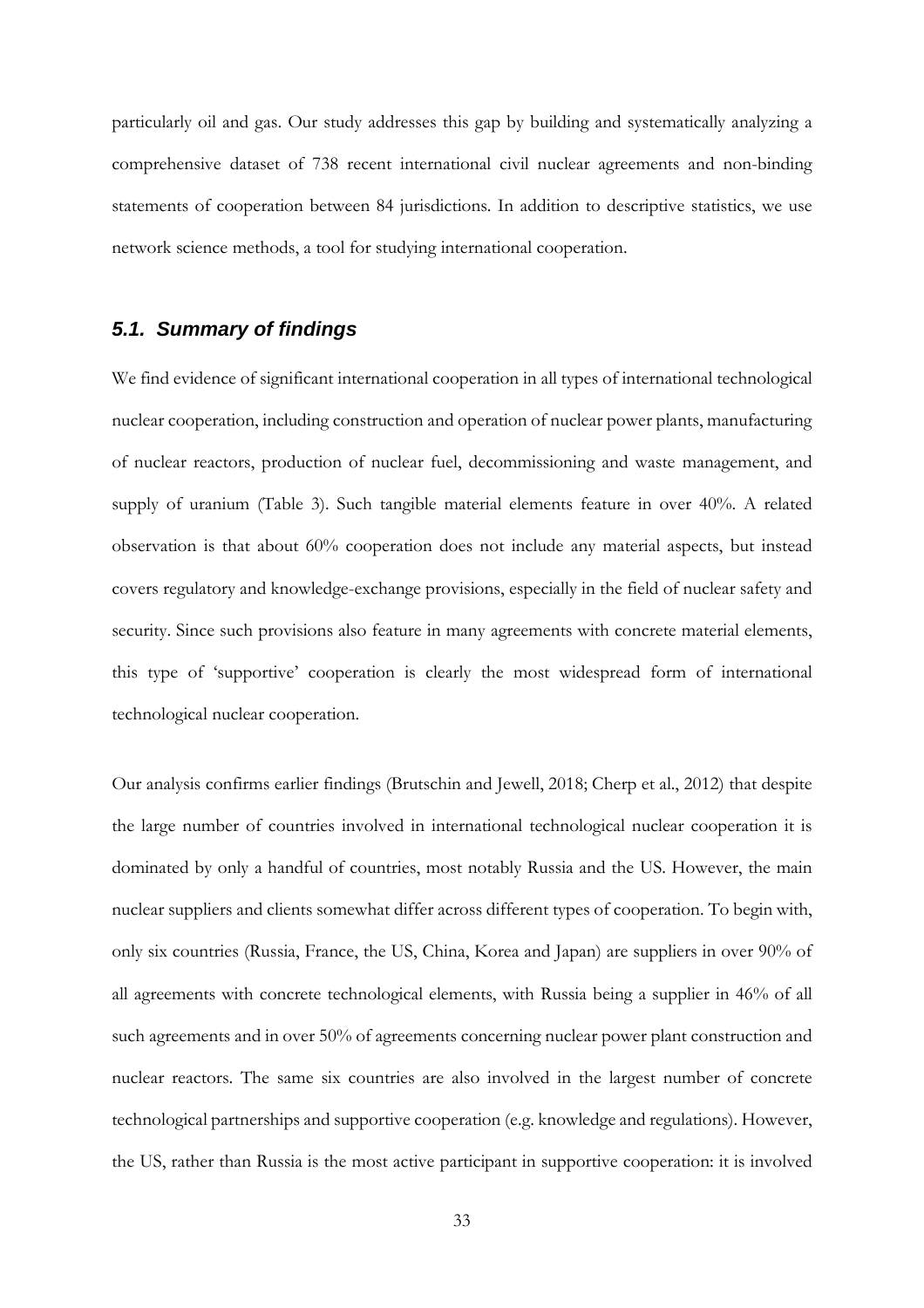particularly oil and gas. Our study addresses this gap by building and systematically analyzing a comprehensive dataset of 738 recent international civil nuclear agreements and non-binding statements of cooperation between 84 jurisdictions. In addition to descriptive statistics, we use network science methods, a tool for studying international cooperation.

### *5.1. Summary of findings*

We find evidence of significant international cooperation in all types of international technological nuclear cooperation, including construction and operation of nuclear power plants, manufacturing of nuclear reactors, production of nuclear fuel, decommissioning and waste management, and supply of uranium (Table 3). Such tangible material elements feature in over 40%. A related observation is that about 60% cooperation does not include any material aspects, but instead covers regulatory and knowledge-exchange provisions, especially in the field of nuclear safety and security. Since such provisions also feature in many agreements with concrete material elements, this type of 'supportive' cooperation is clearly the most widespread form of international technological nuclear cooperation.

Our analysis confirms earlier findings (Brutschin and Jewell, 2018; Cherp et al., 2012) that despite the large number of countries involved in international technological nuclear cooperation it is dominated by only a handful of countries, most notably Russia and the US. However, the main nuclear suppliers and clients somewhat differ across different types of cooperation. To begin with, only six countries (Russia, France, the US, China, Korea and Japan) are suppliers in over 90% of all agreements with concrete technological elements, with Russia being a supplier in 46% of all such agreements and in over 50% of agreements concerning nuclear power plant construction and nuclear reactors. The same six countries are also involved in the largest number of concrete technological partnerships and supportive cooperation (e.g. knowledge and regulations). However, the US, rather than Russia is the most active participant in supportive cooperation: it is involved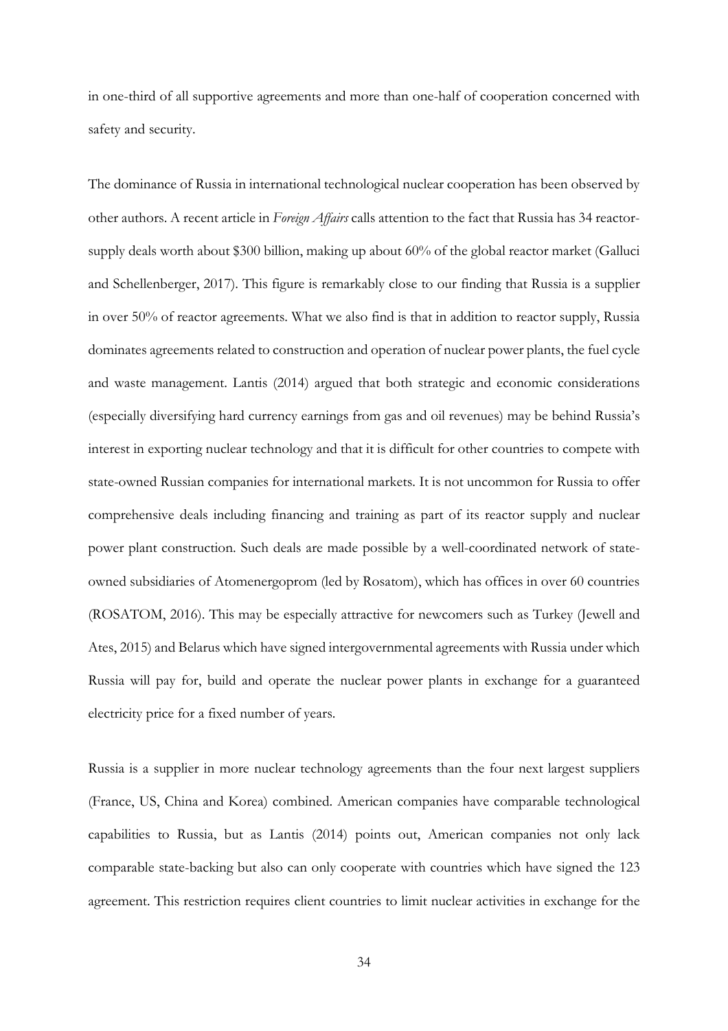in one-third of all supportive agreements and more than one-half of cooperation concerned with safety and security.

The dominance of Russia in international technological nuclear cooperation has been observed by other authors. A recent article in *Foreign Affairs* calls attention to the fact that Russia has 34 reactor-supply deals worth about $300 billion, making up about 60% of the global reactor market (Galluci and Schellenberger, 2017). This figure is remarkably close to our finding that Russia is a supplier in over 50% of reactor agreements. What we also find is that in addition to reactor supply, Russia dominates agreements related to construction and operation of nuclear power plants, the fuel cycle and waste management. Lantis (2014) argued that both strategic and economic considerations (especially diversifying hard currency earnings from gas and oil revenues) may be behind Russia's interest in exporting nuclear technology and that it is difficult for other countries to compete with state-owned Russian companies for international markets. It is not uncommon for Russia to offer comprehensive deals including financing and training as part of its reactor supply and nuclear power plant construction. Such deals are made possible by a well-coordinated network of state-owned subsidiaries of Atomenergoprom (led by Rosatom), which has offices in over 60 countries (ROSATOM, 2016). This may be especially attractive for newcomers such as Turkey (Jewell and Ates, 2015) and Belarus which have signed intergovernmental agreements with Russia under which Russia will pay for, build and operate the nuclear power plants in exchange for a guaranteed electricity price for a fixed number of years.

Russia is a supplier in more nuclear technology agreements than the four next largest suppliers (France, US, China and Korea) combined. American companies have comparable technological capabilities to Russia, but as Lantis (2014) points out, American companies not only lack comparable state-backing but also can only cooperate with countries which have signed the 123 agreement. This restriction requires client countries to limit nuclear activities in exchange for the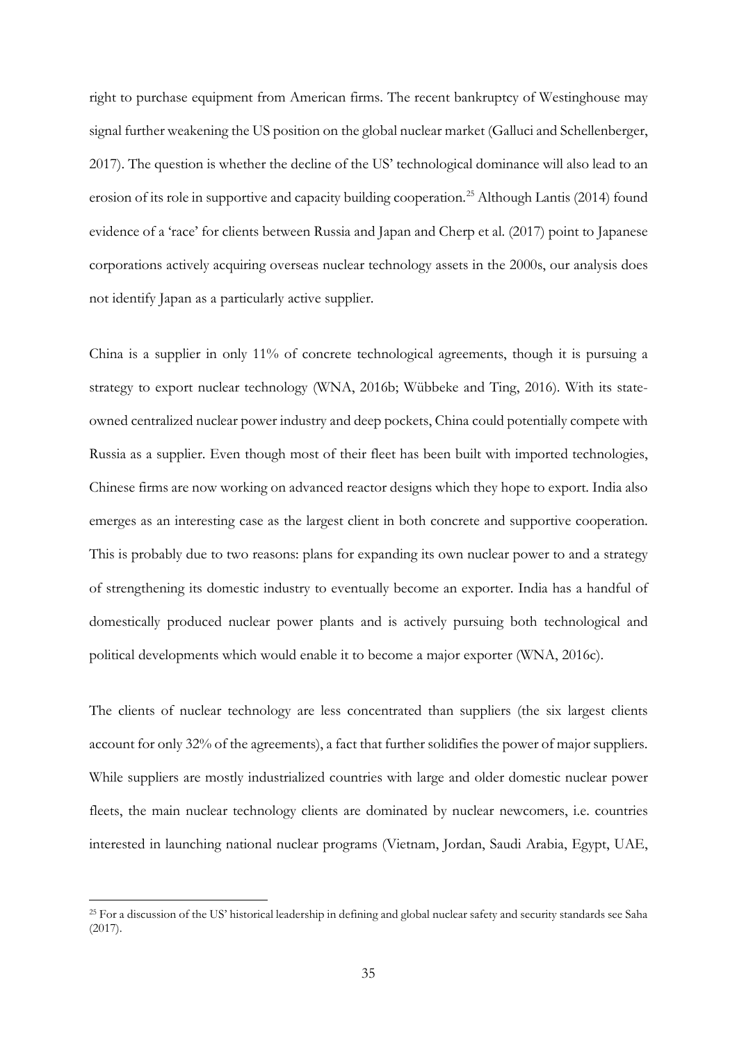right to purchase equipment from American firms. The recent bankruptcy of Westinghouse may signal further weakening the US position on the global nuclear market (Galluci and Schellenberger, 2017). The question is whether the decline of the US' technological dominance will also lead to an erosion of its role in supportive and capacity building cooperation.[25] Although Lantis (2014) found evidence of a 'race' for clients between Russia and Japan and Cherp et al. (2017) point to Japanese corporations actively acquiring overseas nuclear technology assets in the 2000s, our analysis does not identify Japan as a particularly active supplier.

China is a supplier in only 11% of concrete technological agreements, though it is pursuing a strategy to export nuclear technology (WNA, 2016b; Wübbeke and Ting, 2016). With its state-owned centralized nuclear power industry and deep pockets, China could potentially compete with Russia as a supplier. Even though most of their fleet has been built with imported technologies, Chinese firms are now working on advanced reactor designs which they hope to export. India also emerges as an interesting case as the largest client in both concrete and supportive cooperation. This is probably due to two reasons: plans for expanding its own nuclear power to and a strategy of strengthening its domestic industry to eventually become an exporter. India has a handful of domestically produced nuclear power plants and is actively pursuing both technological and political developments which would enable it to become a major exporter (WNA, 2016c).

The clients of nuclear technology are less concentrated than suppliers (the six largest clients account for only 32% of the agreements), a fact that further solidifies the power of major suppliers. While suppliers are mostly industrialized countries with large and older domestic nuclear power fleets, the main nuclear technology clients are dominated by nuclear newcomers, i.e. countries interested in launching national nuclear programs (Vietnam, Jordan, Saudi Arabia, Egypt, UAE,

[25] For a discussion of the US' historical leadership in defining and global nuclear safety and security standards see Saha (2017).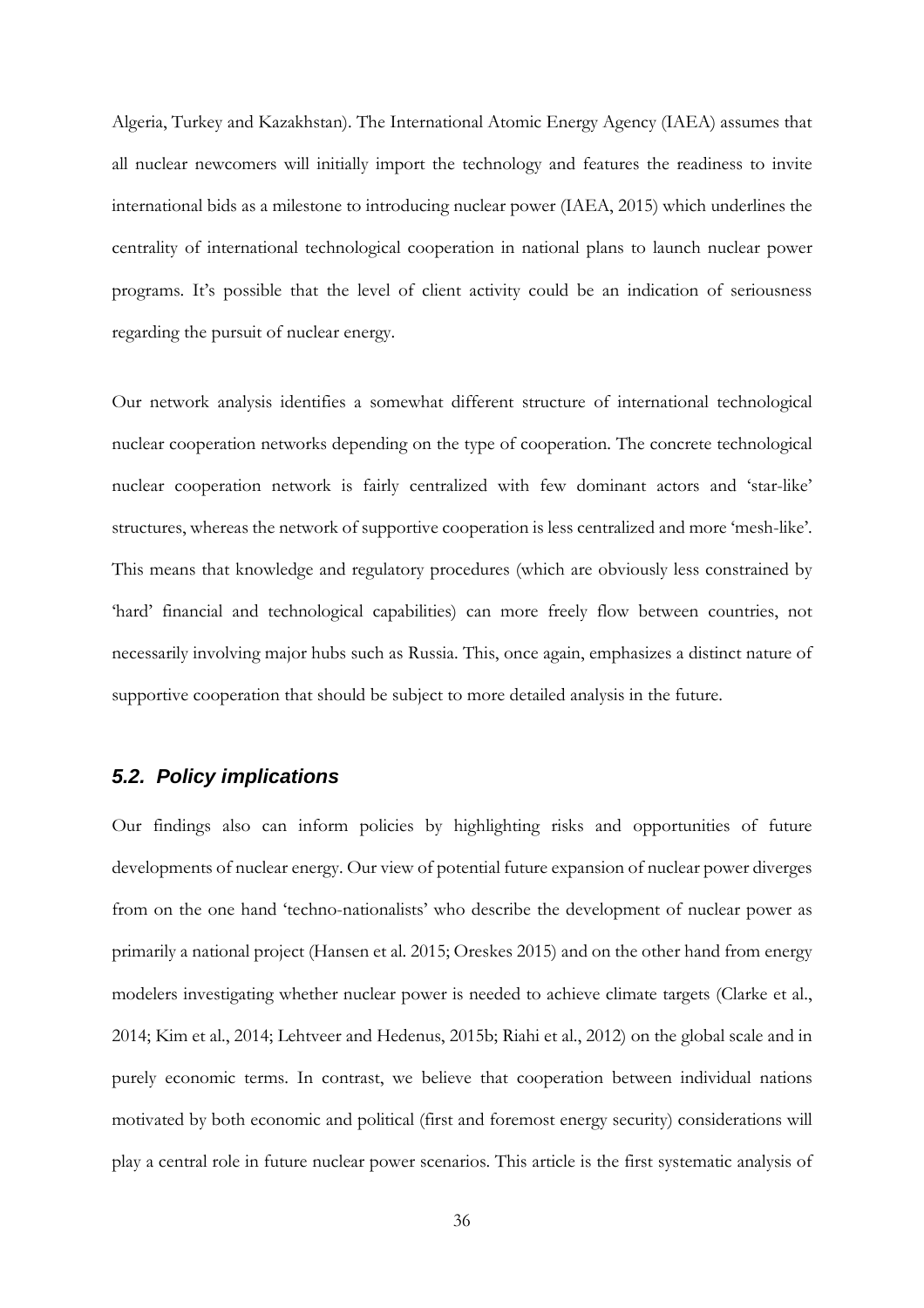Algeria, Turkey and Kazakhstan). The International Atomic Energy Agency (IAEA) assumes that all nuclear newcomers will initially import the technology and features the readiness to invite international bids as a milestone to introducing nuclear power (IAEA, 2015) which underlines the centrality of international technological cooperation in national plans to launch nuclear power programs. It's possible that the level of client activity could be an indication of seriousness regarding the pursuit of nuclear energy.

Our network analysis identifies a somewhat different structure of international technological nuclear cooperation networks depending on the type of cooperation. The concrete technological nuclear cooperation network is fairly centralized with few dominant actors and 'star-like' structures, whereas the network of supportive cooperation is less centralized and more 'mesh-like'. This means that knowledge and regulatory procedures (which are obviously less constrained by 'hard' financial and technological capabilities) can more freely flow between countries, not necessarily involving major hubs such as Russia. This, once again, emphasizes a distinct nature of supportive cooperation that should be subject to more detailed analysis in the future.

## *5.2. Policy implications*

Our findings also can inform policies by highlighting risks and opportunities of future developments of nuclear energy. Our view of potential future expansion of nuclear power diverges from on the one hand 'techno-nationalists' who describe the development of nuclear power as primarily a national project (Hansen et al. 2015; Oreskes 2015) and on the other hand from energy modelers investigating whether nuclear power is needed to achieve climate targets (Clarke et al., 2014; Kim et al., 2014; Lehtveer and Hedenus, 2015b; Riahi et al., 2012) on the global scale and in purely economic terms. In contrast, we believe that cooperation between individual nations motivated by both economic and political (first and foremost energy security) considerations will play a central role in future nuclear power scenarios. This article is the first systematic analysis of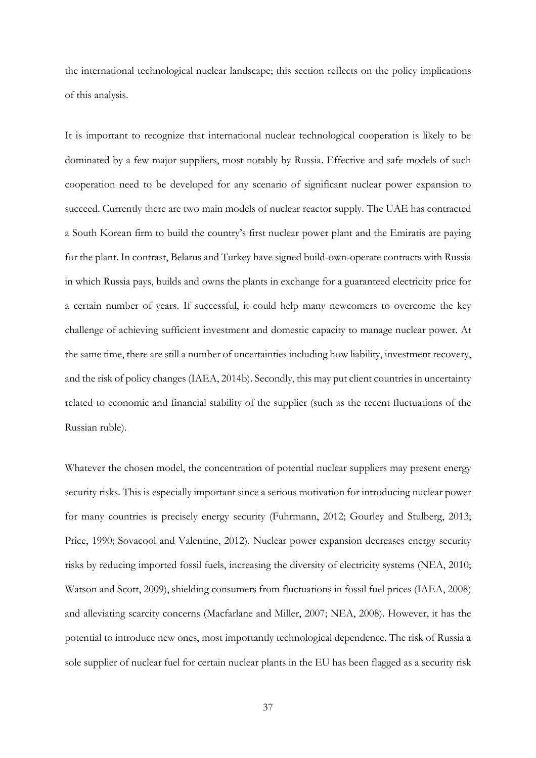the international technological nuclear landscape; this section reflects on the policy implications of this analysis.

It is important to recognize that international nuclear technological cooperation is likely to be dominated by a few major suppliers, most notably by Russia. Effective and safe models of such cooperation need to be developed for any scenario of significant nuclear power expansion to succeed. Currently there are two main models of nuclear reactor supply. The UAE has contracted a South Korean firm to build the country's first nuclear power plant and the Emiratis are paying for the plant. In contrast, Belarus and Turkey have signed build-own-operate contracts with Russia in which Russia pays, builds and owns the plants in exchange for a guaranteed electricity price for a certain number of years. If successful, it could help many newcomers to overcome the key challenge of achieving sufficient investment and domestic capacity to manage nuclear power. At the same time, there are still a number of uncertainties including how liability, investment recovery, and the risk of policy changes (IAEA, 2014b). Secondly, this may put client countries in uncertainty related to economic and financial stability of the supplier (such as the recent fluctuations of the Russian ruble).

Whatever the chosen model, the concentration of potential nuclear suppliers may present energy security risks. This is especially important since a serious motivation for introducing nuclear power for many countries is precisely energy security (Fuhrmann, 2012; Gourley and Stulberg, 2013; Price, 1990; Sovacool and Valentine, 2012). Nuclear power expansion decreases energy security risks by reducing imported fossil fuels, increasing the diversity of electricity systems (NEA, 2010; Watson and Scott, 2009), shielding consumers from fluctuations in fossil fuel prices (IAEA, 2008) and alleviating scarcity concerns (Macfarlane and Miller, 2007; NEA, 2008). However, it has the potential to introduce new ones, most importantly technological dependence. The risk of Russia a sole supplier of nuclear fuel for certain nuclear plants in the EU has been flagged as a security risk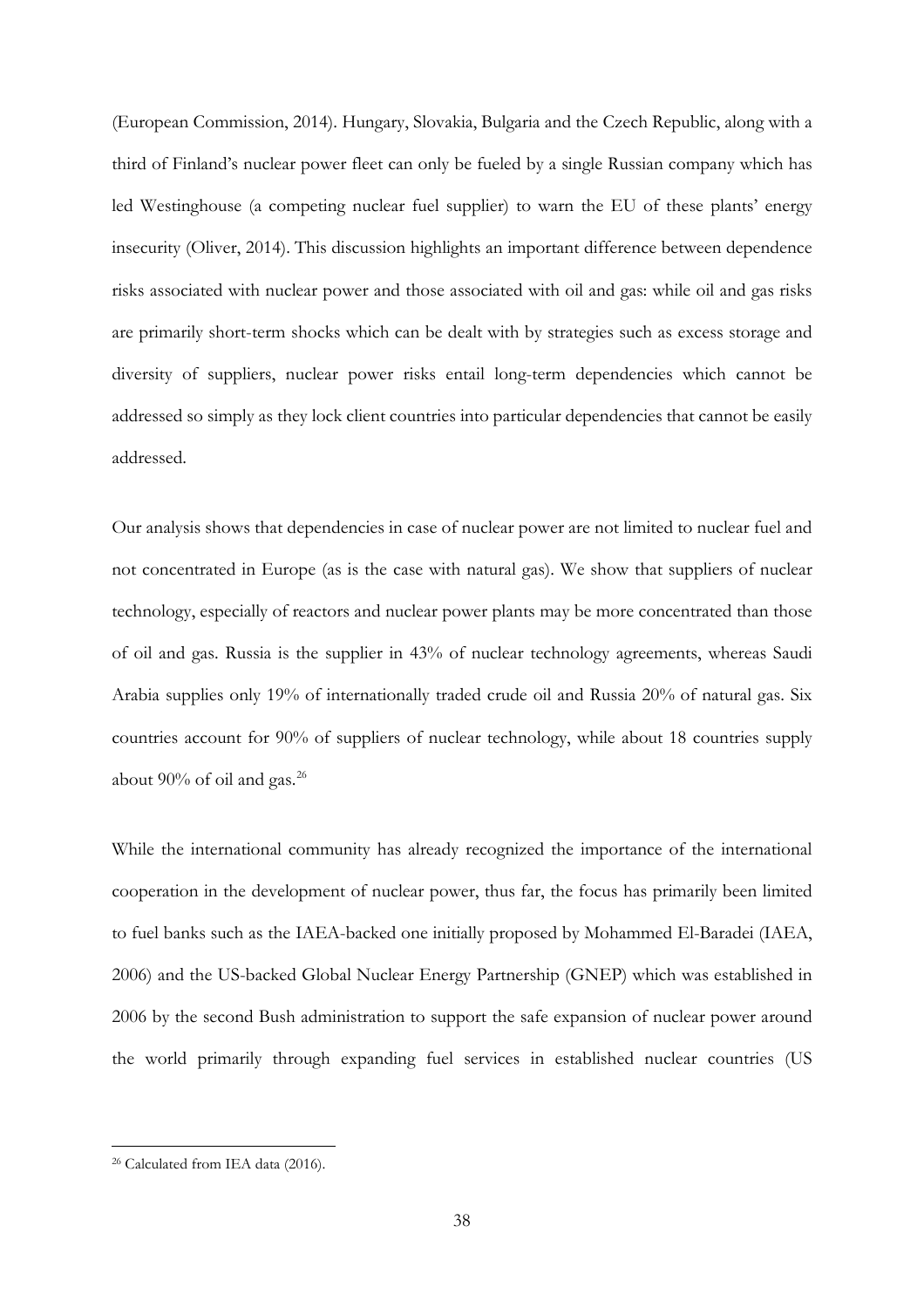(European Commission, 2014). Hungary, Slovakia, Bulgaria and the Czech Republic, along with a third of Finland's nuclear power fleet can only be fueled by a single Russian company which has led Westinghouse (a competing nuclear fuel supplier) to warn the EU of these plants' energy insecurity (Oliver, 2014). This discussion highlights an important difference between dependence risks associated with nuclear power and those associated with oil and gas: while oil and gas risks are primarily short-term shocks which can be dealt with by strategies such as excess storage and diversity of suppliers, nuclear power risks entail long-term dependencies which cannot be addressed so simply as they lock client countries into particular dependencies that cannot be easily addressed.

Our analysis shows that dependencies in case of nuclear power are not limited to nuclear fuel and not concentrated in Europe (as is the case with natural gas). We show that suppliers of nuclear technology, especially of reactors and nuclear power plants may be more concentrated than those of oil and gas. Russia is the supplier in 43% of nuclear technology agreements, whereas Saudi Arabia supplies only 19% of internationally traded crude oil and Russia 20% of natural gas. Six countries account for 90% of suppliers of nuclear technology, while about 18 countries supply about 90% of oil and gas.[26]

While the international community has already recognized the importance of the international cooperation in the development of nuclear power, thus far, the focus has primarily been limited to fuel banks such as the IAEA-backed one initially proposed by Mohammed El-Baradei (IAEA, 2006) and the US-backed Global Nuclear Energy Partnership (GNEP) which was established in 2006 by the second Bush administration to support the safe expansion of nuclear power around the world primarily through expanding fuel services in established nuclear countries (US

[26] Calculated from IEA data (2016).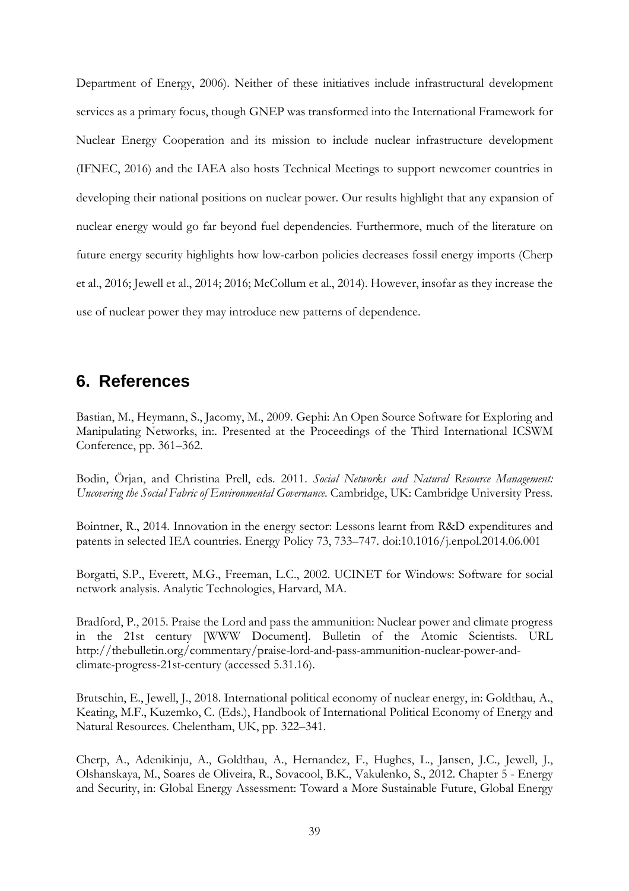Department of Energy, 2006). Neither of these initiatives include infrastructural development services as a primary focus, though GNEP was transformed into the International Framework for Nuclear Energy Cooperation and its mission to include nuclear infrastructure development (IFNEC, 2016) and the IAEA also hosts Technical Meetings to support newcomer countries in developing their national positions on nuclear power. Our results highlight that any expansion of nuclear energy would go far beyond fuel dependencies. Furthermore, much of the literature on future energy security highlights how low-carbon policies decreases fossil energy imports (Cherp et al., 2016; Jewell et al., 2014; 2016; McCollum et al., 2014). However, insofar as they increase the use of nuclear power they may introduce new patterns of dependence.

## 6. References

Bastian, M., Heymann, S., Jacomy, M., 2009. Gephi: An Open Source Software for Exploring and Manipulating Networks, in:. Presented at the Proceedings of the Third International ICSWM Conference, pp. 361–362.

Bodin, Örjan, and Christina Prell, eds. 2011. *Social Networks and Natural Resource Management: Uncovering the Social Fabric of Environmental Governance*. Cambridge, UK: Cambridge University Press.

Bointner, R., 2014. Innovation in the energy sector: Lessons learnt from R&D expenditures and patents in selected IEA countries. Energy Policy 73, 733–747. doi:10.1016/j.enpol.2014.06.001

Borgatti, S.P., Everett, M.G., Freeman, L.C., 2002. UCINET for Windows: Software for social network analysis. Analytic Technologies, Harvard, MA.

Bradford, P., 2015. Praise the Lord and pass the ammunition: Nuclear power and climate progress in the 21st century [WWW Document]. Bulletin of the Atomic Scientists. URL http://thebulletin.org/commentary/praise-lord-and-pass-ammunition-nuclear-power-and-climate-progress-21st-century (accessed 5.31.16).

Brutschin, E., Jewell, J., 2018. International political economy of nuclear energy, in: Goldthau, A., Keating, M.F., Kuzemko, C. (Eds.), Handbook of International Political Economy of Energy and Natural Resources. Chelentham, UK, pp. 322–341.

Cherp, A., Adenikinju, A., Goldthau, A., Hernandez, F., Hughes, L., Jansen, J.C., Jewell, J., Olshanskaya, M., Soares de Oliveira, R., Sovacool, B.K., Vakulenko, S., 2012. Chapter 5 - Energy and Security, in: Global Energy Assessment: Toward a More Sustainable Future, Global Energy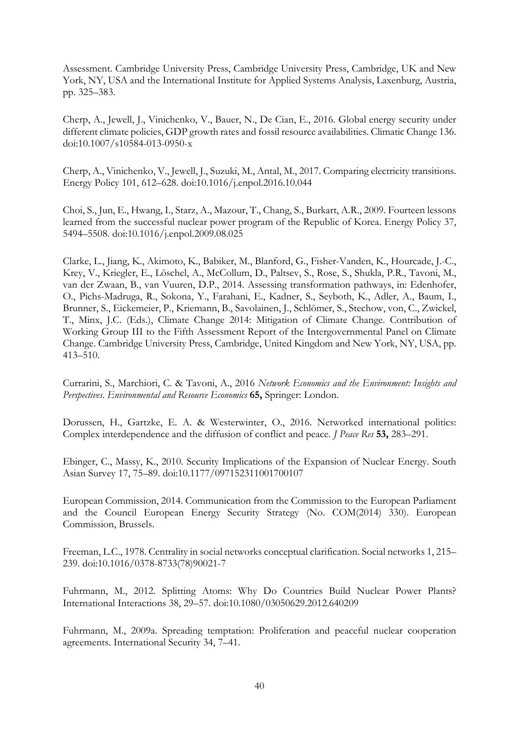Assessment. Cambridge University Press, Cambridge University Press, Cambridge, UK and New York, NY, USA and the International Institute for Applied Systems Analysis, Laxenburg, Austria, pp. 325–383.

Cherp, A., Jewell, J., Vinichenko, V., Bauer, N., De Cian, E., 2016. Global energy security under different climate policies, GDP growth rates and fossil resource availabilities. Climatic Change 136. doi:10.1007/s10584-013-0950-x

Cherp, A., Vinichenko, V., Jewell, J., Suzuki, M., Antal, M., 2017. Comparing electricity transitions. Energy Policy 101, 612–628. doi:10.1016/j.enpol.2016.10.044

Choi, S., Jun, E., Hwang, I., Starz, A., Mazour, T., Chang, S., Burkart, A.R., 2009. Fourteen lessons learned from the successful nuclear power program of the Republic of Korea. Energy Policy 37, 5494–5508. doi:10.1016/j.enpol.2009.08.025

Clarke, L., Jiang, K., Akimoto, K., Babiker, M., Blanford, G., Fisher-Vanden, K., Hourcade, J.-C., Krey, V., Kriegler, E., Löschel, A., McCollum, D., Paltsev, S., Rose, S., Shukla, P.R., Tavoni, M., van der Zwaan, B., van Vuuren, D.P., 2014. Assessing transformation pathways, in: Edenhofer, O., Pichs-Madruga, R., Sokona, Y., Farahani, E., Kadner, S., Seyboth, K., Adler, A., Baum, I., Brunner, S., Eickemeier, P., Kriemann, B., Savolainen, J., Schlömer, S., Stechow, von, C., Zwickel, T., Minx, J.C. (Eds.), Climate Change 2014: Mitigation of Climate Change. Contribution of Working Group III to the Fifth Assessment Report of the Intergovernmental Panel on Climate Change. Cambridge University Press, Cambridge, United Kingdom and New York, NY, USA, pp. 413–510.

Currarini, S., Marchiori, C. & Tavoni, A., 2016 *Network Economics and the Environment: Insights and Perspectives. Environmental and Resource Economics* **65,** Springer: London.

Dorussen, H., Gartzke, E. A. & Westerwinter, O., 2016. Networked international politics: Complex interdependence and the diffusion of conflict and peace. *J Peace Res* **53,** 283–291.

Ebinger, C., Massy, K., 2010. Security Implications of the Expansion of Nuclear Energy. South Asian Survey 17, 75–89. doi:10.1177/097152311001700107

European Commission, 2014. Communication from the Commission to the European Parliament and the Council European Energy Security Strategy (No. COM(2014) 330). European Commission, Brussels.

Freeman, L.C., 1978. Centrality in social networks conceptual clarification. Social networks 1, 215–239. doi:10.1016/0378-8733(78)90021-7

Fuhrmann, M., 2012. Splitting Atoms: Why Do Countries Build Nuclear Power Plants? International Interactions 38, 29–57. doi:10.1080/03050629.2012.640209

Fuhrmann, M., 2009a. Spreading temptation: Proliferation and peaceful nuclear cooperation agreements. International Security 34, 7–41.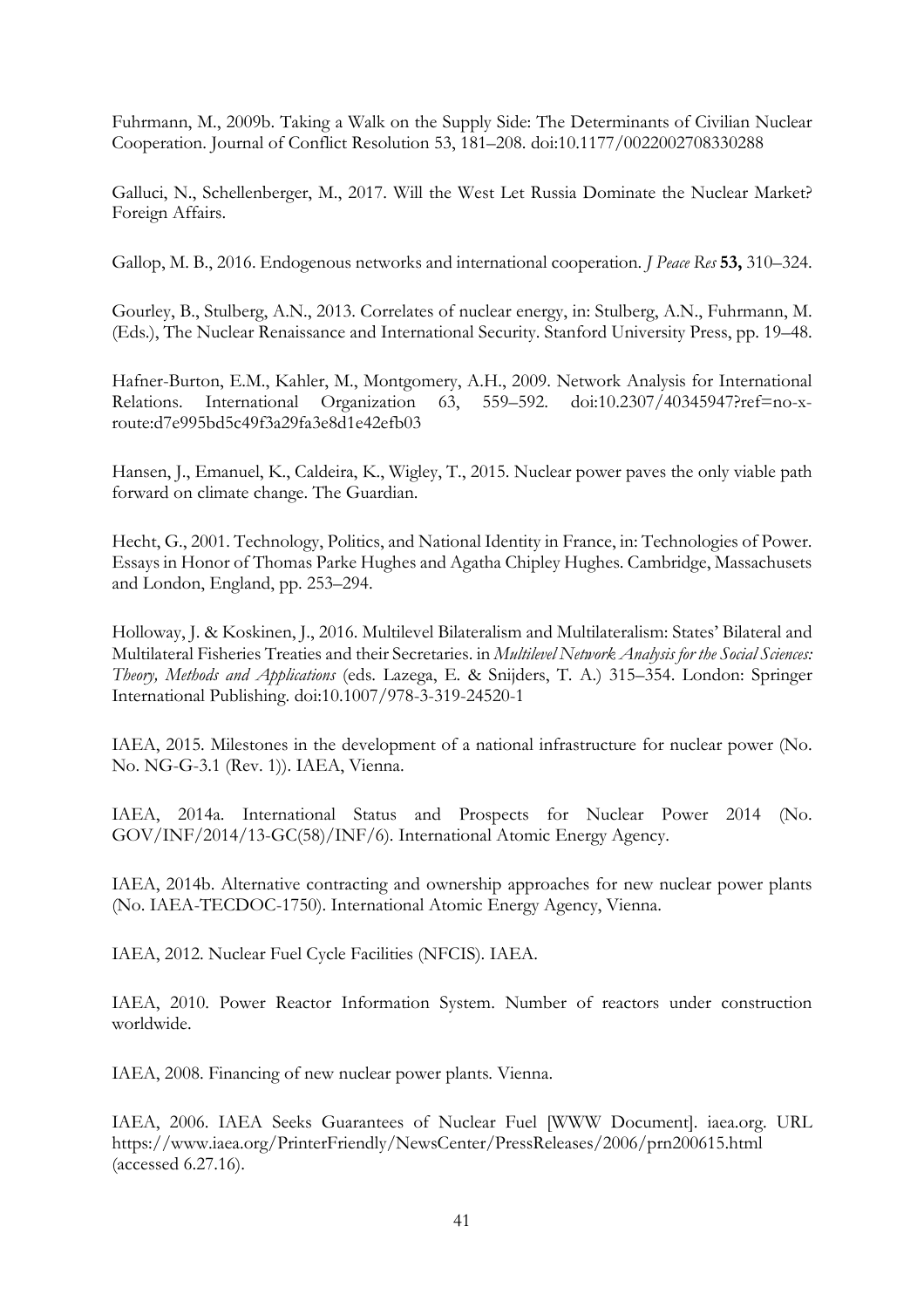Fuhrmann, M., 2009b. Taking a Walk on the Supply Side: The Determinants of Civilian Nuclear Cooperation. Journal of Conflict Resolution 53, 181–208. doi:10.1177/0022002708330288

Galluci, N., Schellenberger, M., 2017. Will the West Let Russia Dominate the Nuclear Market? Foreign Affairs.

Gallop, M. B., 2016. Endogenous networks and international cooperation. *J Peace Res* **53,** 310–324.

Gourley, B., Stulberg, A.N., 2013. Correlates of nuclear energy, in: Stulberg, A.N., Fuhrmann, M. (Eds.), The Nuclear Renaissance and International Security. Stanford University Press, pp. 19–48.

Hafner-Burton, E.M., Kahler, M., Montgomery, A.H., 2009. Network Analysis for International Relations. International Organization 63, 559–592. doi:10.2307/40345947?ref=no-x-route:d7e995bd5c49f3a29fa3e8d1e42efb03

Hansen, J., Emanuel, K., Caldeira, K., Wigley, T., 2015. Nuclear power paves the only viable path forward on climate change. The Guardian.

Hecht, G., 2001. Technology, Politics, and National Identity in France, in: Technologies of Power. Essays in Honor of Thomas Parke Hughes and Agatha Chipley Hughes. Cambridge, Massachusets and London, England, pp. 253–294.

Holloway, J. & Koskinen, J., 2016. Multilevel Bilateralism and Multilateralism: States' Bilateral and Multilateral Fisheries Treaties and their Secretaries. in *Multilevel Network Analysis for the Social Sciences: Theory, Methods and Applications* (eds. Lazega, E. & Snijders, T. A.) 315–354. London: Springer International Publishing. doi:10.1007/978-3-319-24520-1

IAEA, 2015. Milestones in the development of a national infrastructure for nuclear power (No. No. NG-G-3.1 (Rev. 1)). IAEA, Vienna.

IAEA, 2014a. International Status and Prospects for Nuclear Power 2014 (No. GOV/INF/2014/13-GC(58)/INF/6). International Atomic Energy Agency.

IAEA, 2014b. Alternative contracting and ownership approaches for new nuclear power plants (No. IAEA-TECDOC-1750). International Atomic Energy Agency, Vienna.

IAEA, 2012. Nuclear Fuel Cycle Facilities (NFCIS). IAEA.

IAEA, 2010. Power Reactor Information System. Number of reactors under construction worldwide.

IAEA, 2008. Financing of new nuclear power plants. Vienna.

IAEA, 2006. IAEA Seeks Guarantees of Nuclear Fuel [WWW Document]. iaea.org. URL https://www.iaea.org/PrinterFriendly/NewsCenter/PressReleases/2006/prn200615.html (accessed 6.27.16).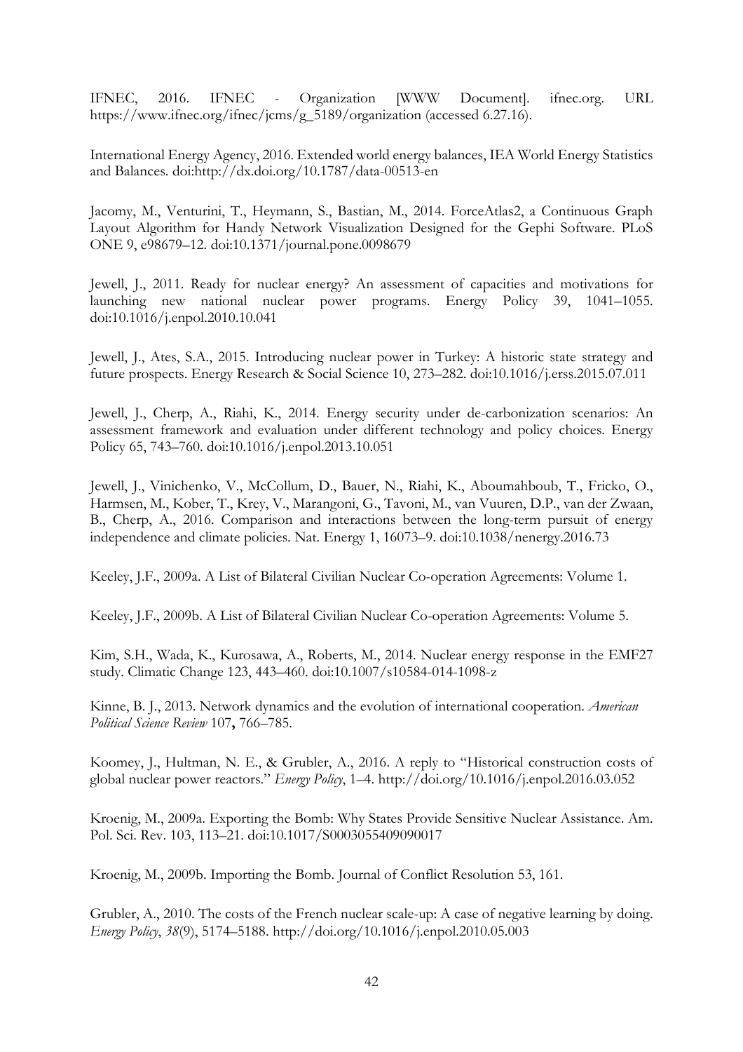IFNEC, 2016. IFNEC - Organization [WWW Document]. ifnec.org. URL https://www.ifnec.org/ifnec/jcms/g_5189/organization (accessed 6.27.16).

International Energy Agency, 2016. Extended world energy balances, IEA World Energy Statistics and Balances. doi:http://dx.doi.org/10.1787/data-00513-en

Jacomy, M., Venturini, T., Heymann, S., Bastian, M., 2014. ForceAtlas2, a Continuous Graph Layout Algorithm for Handy Network Visualization Designed for the Gephi Software. PLoS ONE 9, e98679–12. doi:10.1371/journal.pone.0098679

Jewell, J., 2011. Ready for nuclear energy? An assessment of capacities and motivations for launching new national nuclear power programs. Energy Policy 39, 1041–1055. doi:10.1016/j.enpol.2010.10.041

Jewell, J., Ates, S.A., 2015. Introducing nuclear power in Turkey: A historic state strategy and future prospects. Energy Research & Social Science 10, 273–282. doi:10.1016/j.erss.2015.07.011

Jewell, J., Cherp, A., Riahi, K., 2014. Energy security under de-carbonization scenarios: An assessment framework and evaluation under different technology and policy choices. Energy Policy 65, 743–760. doi:10.1016/j.enpol.2013.10.051

Jewell, J., Vinichenko, V., McCollum, D., Bauer, N., Riahi, K., Aboumahboub, T., Fricko, O., Harmsen, M., Kober, T., Krey, V., Marangoni, G., Tavoni, M., van Vuuren, D.P., van der Zwaan, B., Cherp, A., 2016. Comparison and interactions between the long-term pursuit of energy independence and climate policies. Nat. Energy 1, 16073–9. doi:10.1038/nenergy.2016.73

Keeley, J.F., 2009a. A List of Bilateral Civilian Nuclear Co-operation Agreements: Volume 1.

Keeley, J.F., 2009b. A List of Bilateral Civilian Nuclear Co-operation Agreements: Volume 5.

Kim, S.H., Wada, K., Kurosawa, A., Roberts, M., 2014. Nuclear energy response in the EMF27 study. Climatic Change 123, 443–460. doi:10.1007/s10584-014-1098-z

Kinne, B. J., 2013. Network dynamics and the evolution of international cooperation. *American Political Science Review* 107**,** 766–785.

Koomey, J., Hultman, N. E., & Grubler, A., 2016. A reply to "Historical construction costs of global nuclear power reactors." *Energy Policy*, 1–4. http://doi.org/10.1016/j.enpol.2016.03.052

Kroenig, M., 2009a. Exporting the Bomb: Why States Provide Sensitive Nuclear Assistance. Am. Pol. Sci. Rev. 103, 113–21. doi:10.1017/S0003055409090017

Kroenig, M., 2009b. Importing the Bomb. Journal of Conflict Resolution 53, 161.

Grubler, A., 2010. The costs of the French nuclear scale-up: A case of negative learning by doing. *Energy Policy*, *38*(9), 5174–5188. http://doi.org/10.1016/j.enpol.2010.05.003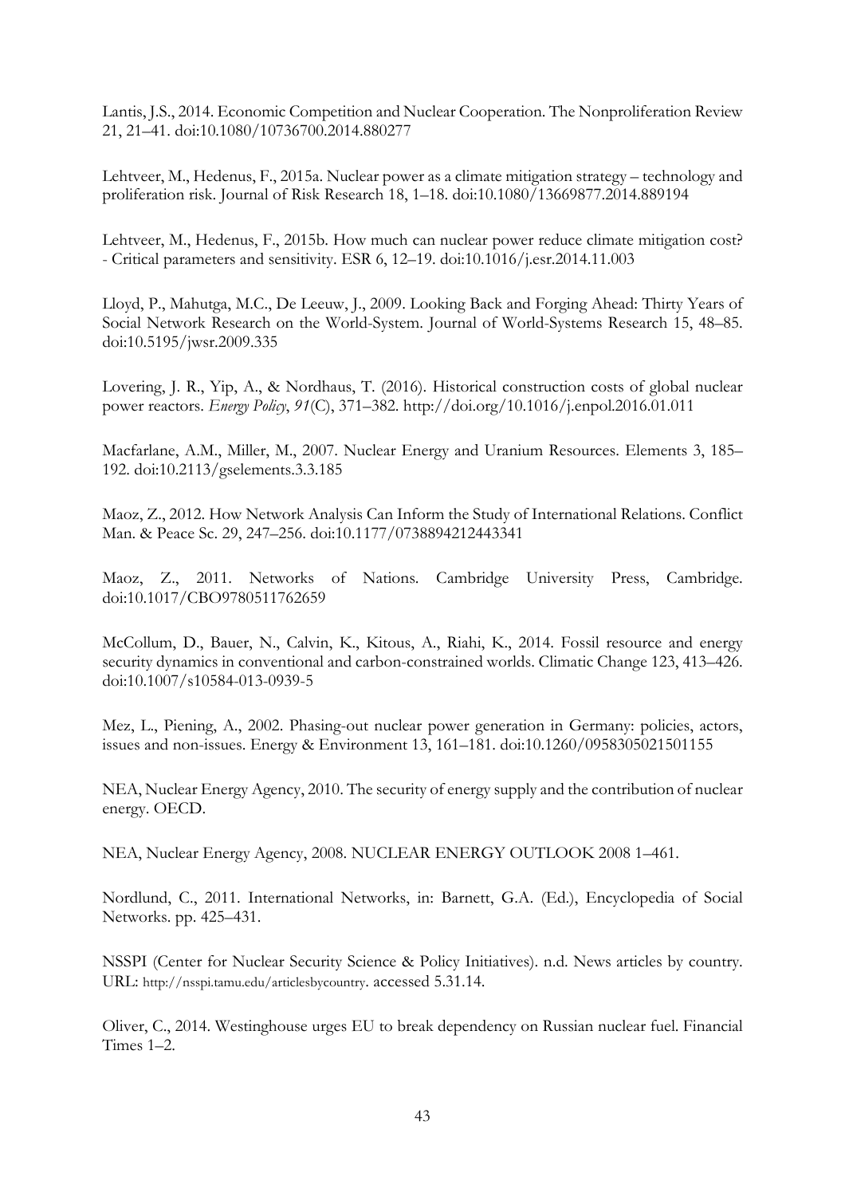Lantis, J.S., 2014. Economic Competition and Nuclear Cooperation. The Nonproliferation Review 21, 21–41. doi:10.1080/10736700.2014.880277

Lehtveer, M., Hedenus, F., 2015a. Nuclear power as a climate mitigation strategy – technology and proliferation risk. Journal of Risk Research 18, 1–18. doi:10.1080/13669877.2014.889194

Lehtveer, M., Hedenus, F., 2015b. How much can nuclear power reduce climate mitigation cost? - Critical parameters and sensitivity. ESR 6, 12–19. doi:10.1016/j.esr.2014.11.003

Lloyd, P., Mahutga, M.C., De Leeuw, J., 2009. Looking Back and Forging Ahead: Thirty Years of Social Network Research on the World-System. Journal of World-Systems Research 15, 48–85. doi:10.5195/jwsr.2009.335

Lovering, J. R., Yip, A., & Nordhaus, T. (2016). Historical construction costs of global nuclear power reactors. *Energy Policy*, *91*(C), 371–382. http://doi.org/10.1016/j.enpol.2016.01.011

Macfarlane, A.M., Miller, M., 2007. Nuclear Energy and Uranium Resources. Elements 3, 185–192. doi:10.2113/gselements.3.3.185

Maoz, Z., 2012. How Network Analysis Can Inform the Study of International Relations. Conflict Man. & Peace Sc. 29, 247–256. doi:10.1177/0738894212443341

Maoz, Z., 2011. Networks of Nations. Cambridge University Press, Cambridge. doi:10.1017/CBO9780511762659

McCollum, D., Bauer, N., Calvin, K., Kitous, A., Riahi, K., 2014. Fossil resource and energy security dynamics in conventional and carbon-constrained worlds. Climatic Change 123, 413–426. doi:10.1007/s10584-013-0939-5

Mez, L., Piening, A., 2002. Phasing-out nuclear power generation in Germany: policies, actors, issues and non-issues. Energy & Environment 13, 161–181. doi:10.1260/0958305021501155

NEA, Nuclear Energy Agency, 2010. The security of energy supply and the contribution of nuclear energy. OECD.

NEA, Nuclear Energy Agency, 2008. NUCLEAR ENERGY OUTLOOK 2008 1–461.

Nordlund, C., 2011. International Networks, in: Barnett, G.A. (Ed.), Encyclopedia of Social Networks. pp. 425–431.

NSSPI (Center for Nuclear Security Science & Policy Initiatives). n.d. News articles by country. URL: http://nsspi.tamu.edu/articlesbycountry. accessed 5.31.14.

Oliver, C., 2014. Westinghouse urges EU to break dependency on Russian nuclear fuel. Financial Times 1–2.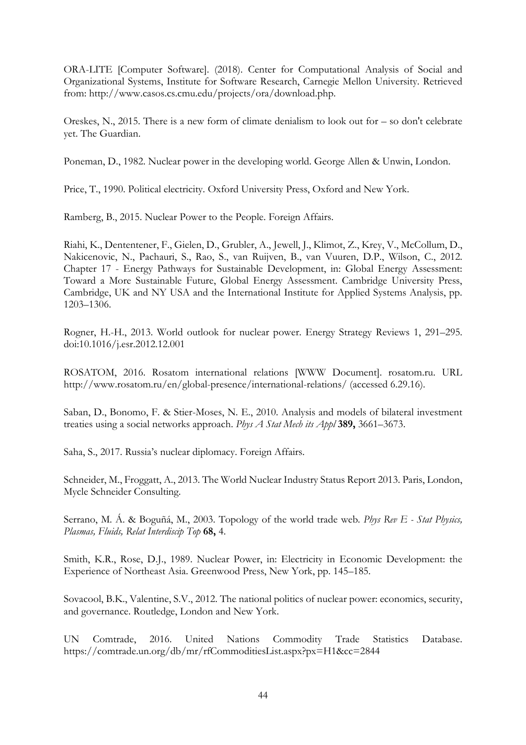ORA-LITE [Computer Software]. (2018). Center for Computational Analysis of Social and Organizational Systems, Institute for Software Research, Carnegie Mellon University. Retrieved from: http://www.casos.cs.cmu.edu/projects/ora/download.php.

Oreskes, N., 2015. There is a new form of climate denialism to look out for – so don't celebrate yet. The Guardian.

Poneman, D., 1982. Nuclear power in the developing world. George Allen & Unwin, London.

Price, T., 1990. Political electricity. Oxford University Press, Oxford and New York.

Ramberg, B., 2015. Nuclear Power to the People. Foreign Affairs.

Riahi, K., Dententener, F., Gielen, D., Grubler, A., Jewell, J., Klimot, Z., Krey, V., McCollum, D., Nakicenovic, N., Pachauri, S., Rao, S., van Ruijven, B., van Vuuren, D.P., Wilson, C., 2012. Chapter 17 - Energy Pathways for Sustainable Development, in: Global Energy Assessment: Toward a More Sustainable Future, Global Energy Assessment. Cambridge University Press, Cambridge, UK and NY USA and the International Institute for Applied Systems Analysis, pp. 1203–1306.

Rogner, H.-H., 2013. World outlook for nuclear power. Energy Strategy Reviews 1, 291–295. doi:10.1016/j.esr.2012.12.001

ROSATOM, 2016. Rosatom international relations [WWW Document]. rosatom.ru. URL http://www.rosatom.ru/en/global-presence/international-relations/ (accessed 6.29.16).

Saban, D., Bonomo, F. & Stier-Moses, N. E., 2010. Analysis and models of bilateral investment treaties using a social networks approach. *Phys A Stat Mech its Appl* **389,** 3661–3673.

Saha, S., 2017. Russia's nuclear diplomacy. Foreign Affairs.

Schneider, M., Froggatt, A., 2013. The World Nuclear Industry Status Report 2013. Paris, London, Mycle Schneider Consulting.

Serrano, M. Á. & Boguñá, M., 2003. Topology of the world trade web. *Phys Rev E - Stat Physics, Plasmas, Fluids, Relat Interdiscip Top* **68,** 4.

Smith, K.R., Rose, D.J., 1989. Nuclear Power, in: Electricity in Economic Development: the Experience of Northeast Asia. Greenwood Press, New York, pp. 145–185.

Sovacool, B.K., Valentine, S.V., 2012. The national politics of nuclear power: economics, security, and governance. Routledge, London and New York.

UN Comtrade, 2016. United Nations Commodity Trade Statistics Database. https://comtrade.un.org/db/mr/rfCommoditiesList.aspx?px=H1&cc=2844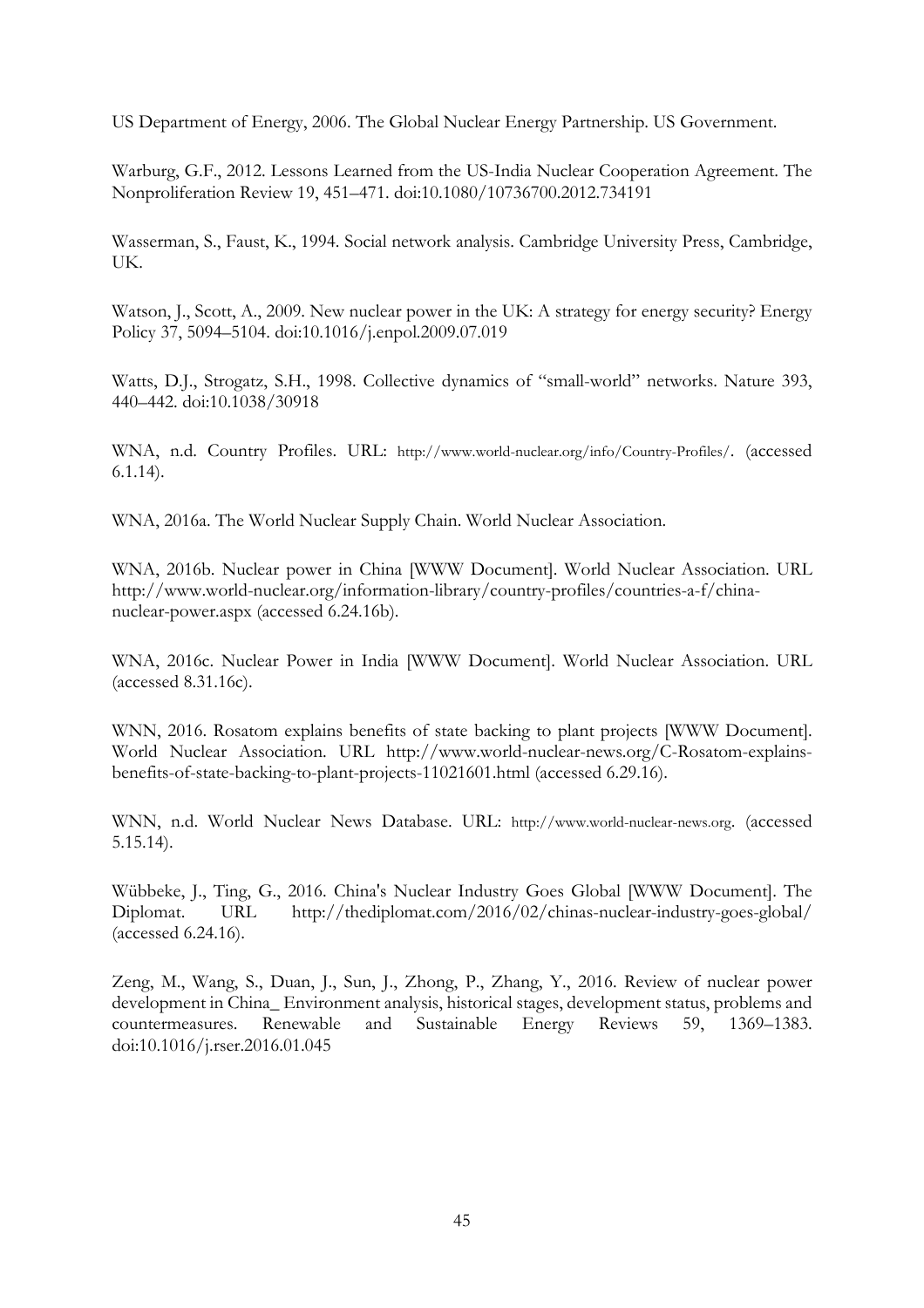US Department of Energy, 2006. The Global Nuclear Energy Partnership. US Government.

Warburg, G.F., 2012. Lessons Learned from the US-India Nuclear Cooperation Agreement. The Nonproliferation Review 19, 451–471. doi:10.1080/10736700.2012.734191

Wasserman, S., Faust, K., 1994. Social network analysis. Cambridge University Press, Cambridge, UK.

Watson, J., Scott, A., 2009. New nuclear power in the UK: A strategy for energy security? Energy Policy 37, 5094–5104. doi:10.1016/j.enpol.2009.07.019

Watts, D.J., Strogatz, S.H., 1998. Collective dynamics of "small-world" networks. Nature 393, 440–442. doi:10.1038/30918

WNA, n.d. Country Profiles. URL: http://www.world-nuclear.org/info/Country-Profiles/. (accessed 6.1.14).

WNA, 2016a. The World Nuclear Supply Chain. World Nuclear Association.

WNA, 2016b. Nuclear power in China [WWW Document]. World Nuclear Association. URL http://www.world-nuclear.org/information-library/country-profiles/countries-a-f/china-nuclear-power.aspx (accessed 6.24.16b).

WNA, 2016c. Nuclear Power in India [WWW Document]. World Nuclear Association. URL (accessed 8.31.16c).

WNN, 2016. Rosatom explains benefits of state backing to plant projects [WWW Document]. World Nuclear Association. URL http://www.world-nuclear-news.org/C-Rosatom-explains-benefits-of-state-backing-to-plant-projects-11021601.html (accessed 6.29.16).

WNN, n.d. World Nuclear News Database. URL: http://www.world-nuclear-news.org. (accessed 5.15.14).

Wübbeke, J., Ting, G., 2016. China's Nuclear Industry Goes Global [WWW Document]. The Diplomat. URL http://thediplomat.com/2016/02/chinas-nuclear-industry-goes-global/ (accessed 6.24.16).

Zeng, M., Wang, S., Duan, J., Sun, J., Zhong, P., Zhang, Y., 2016. Review of nuclear power development in China_ Environment analysis, historical stages, development status, problems and countermeasures. Renewable and Sustainable Energy Reviews 59, 1369–1383. doi:10.1016/j.rser.2016.01.045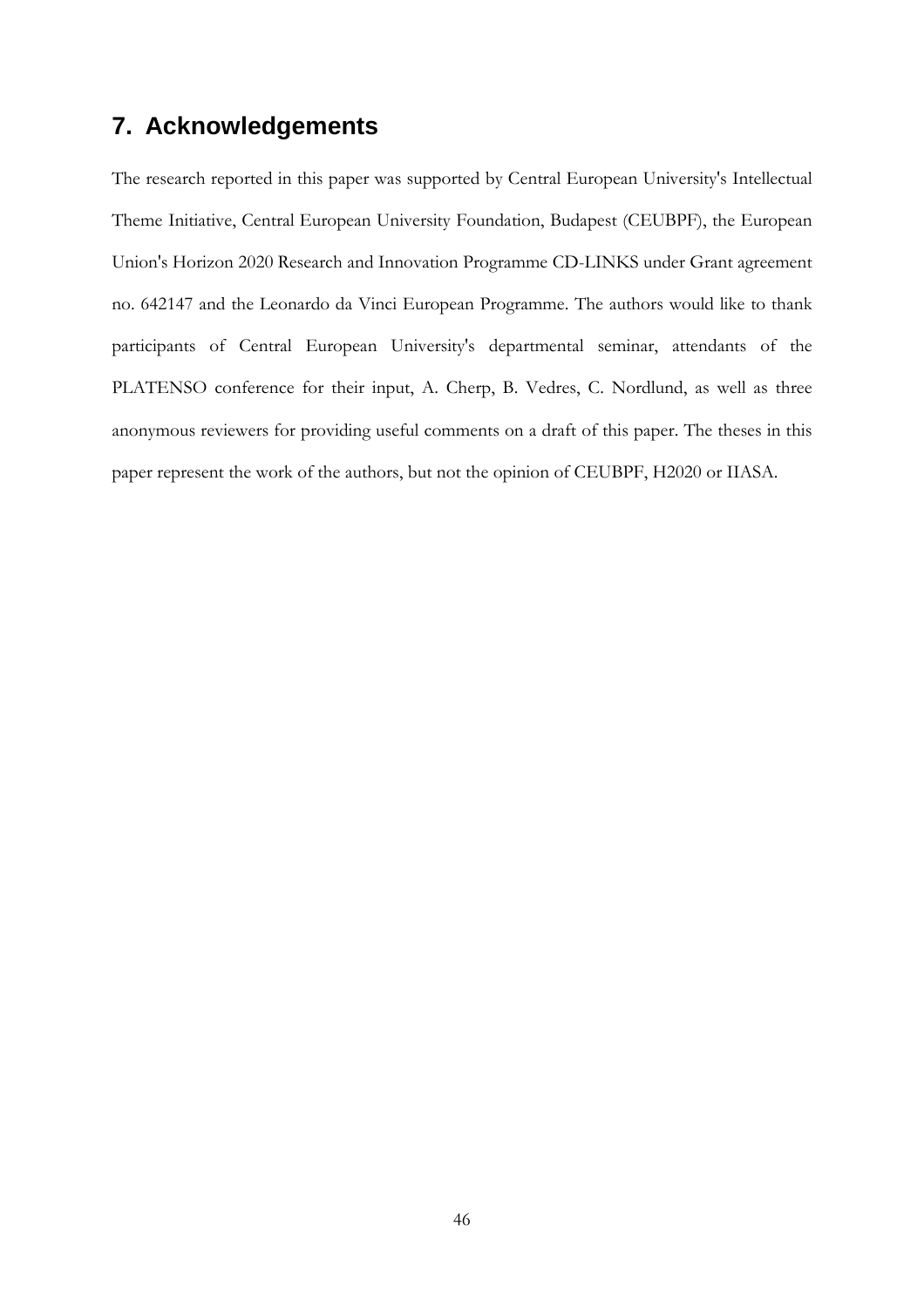## 7. Acknowledgements

The research reported in this paper was supported by Central European University's Intellectual Theme Initiative, Central European University Foundation, Budapest (CEUBPF), the European Union's Horizon 2020 Research and Innovation Programme CD-LINKS under Grant agreement no. 642147 and the Leonardo da Vinci European Programme. The authors would like to thank participants of Central European University's departmental seminar, attendants of the PLATENSO conference for their input, A. Cherp, B. Vedres, C. Nordlund, as well as three anonymous reviewers for providing useful comments on a draft of this paper. The theses in this paper represent the work of the authors, but not the opinion of CEUBPF, H2020 or IIASA.